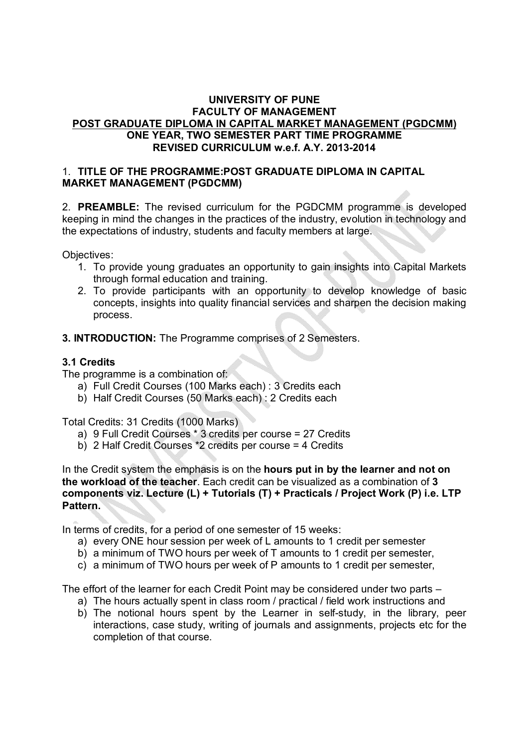**UNIVERSITY OF PUNE**
**FACULTY OF MANAGEMENT**
**POST GRADUATE DIPLOMA IN CAPITAL MARKET MANAGEMENT (PGDCMM)**
**ONE YEAR, TWO SEMESTER PART TIME PROGRAMME**
**REVISED CURRICULUM w.e.f. A.Y. 2013-2014**

1. **TITLE OF THE PROGRAMME:POST GRADUATE DIPLOMA IN CAPITAL MARKET MANAGEMENT (PGDCMM)**

2. **PREAMBLE:** The revised curriculum for the PGDCMM programme is developed keeping in mind the changes in the practices of the industry, evolution in technology and the expectations of industry, students and faculty members at large.

Objectives:

1. To provide young graduates an opportunity to gain insights into Capital Markets through formal education and training.
2. To provide participants with an opportunity to develop knowledge of basic concepts, insights into quality financial services and sharpen the decision making process.

**3. INTRODUCTION:** The Programme comprises of 2 Semesters.

**3.1 Credits**

The programme is a combination of:

a) Full Credit Courses (100 Marks each) : 3 Credits each
b) Half Credit Courses (50 Marks each) : 2 Credits each

Total Credits: 31 Credits (1000 Marks)

a) 9 Full Credit Courses * 3 credits per course = 27 Credits
b) 2 Half Credit Courses *2 credits per course = 4 Credits

In the Credit system the emphasis is on the **hours put in by the learner and not on the workload of the teacher**. Each credit can be visualized as a combination of **3 components viz. Lecture (L) + Tutorials (T) + Practicals / Project Work (P) i.e. LTP Pattern.**

In terms of credits, for a period of one semester of 15 weeks:

a) every ONE hour session per week of L amounts to 1 credit per semester
b) a minimum of TWO hours per week of T amounts to 1 credit per semester,
c) a minimum of TWO hours per week of P amounts to 1 credit per semester,

The effort of the learner for each Credit Point may be considered under two parts –

a) The hours actually spent in class room / practical / field work instructions and
b) The notional hours spent by the Learner in self-study, in the library, peer interactions, case study, writing of journals and assignments, projects etc for the completion of that course.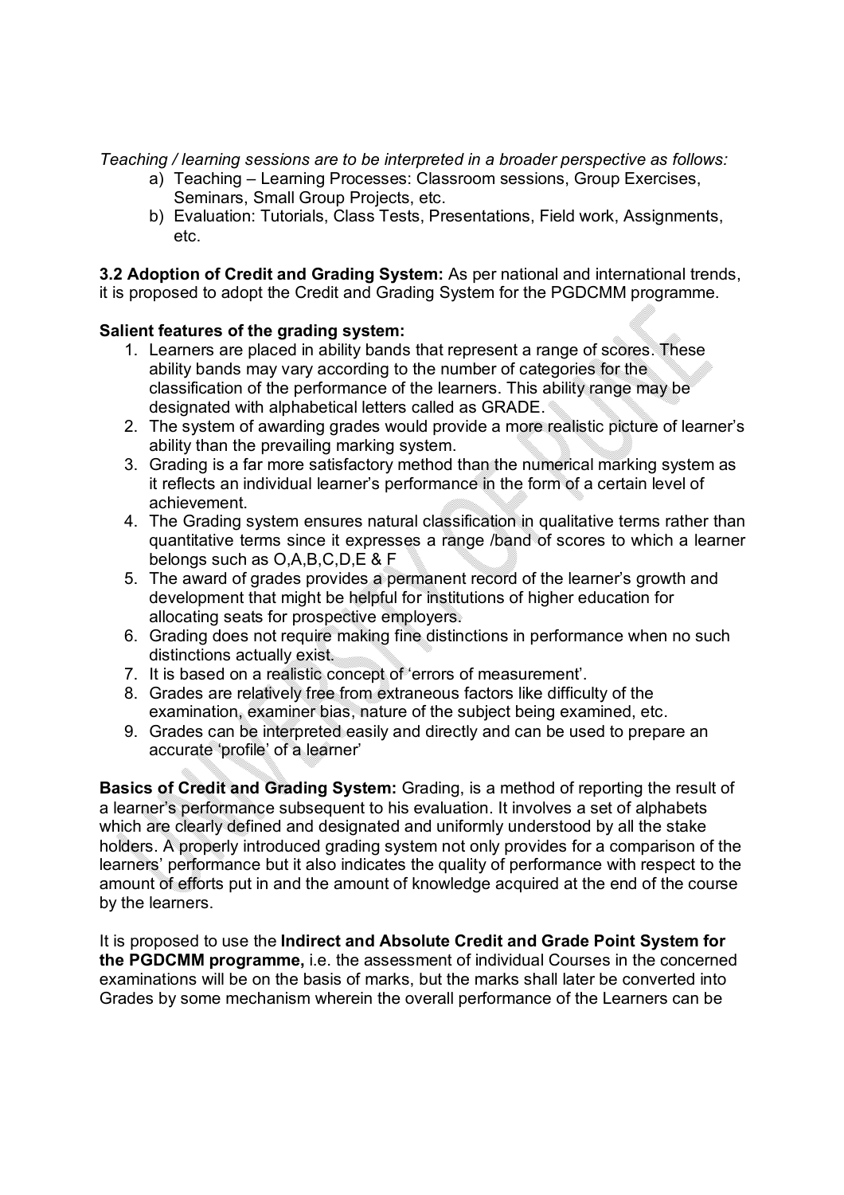*Teaching / learning sessions are to be interpreted in a broader perspective as follows:*

a) Teaching – Learning Processes: Classroom sessions, Group Exercises, Seminars, Small Group Projects, etc.
b) Evaluation: Tutorials, Class Tests, Presentations, Field work, Assignments, etc.

**3.2 Adoption of Credit and Grading System:** As per national and international trends, it is proposed to adopt the Credit and Grading System for the PGDCMM programme.

**Salient features of the grading system:**

1. Learners are placed in ability bands that represent a range of scores. These ability bands may vary according to the number of categories for the classification of the performance of the learners. This ability range may be designated with alphabetical letters called as GRADE.
2. The system of awarding grades would provide a more realistic picture of learner's ability than the prevailing marking system.
3. Grading is a far more satisfactory method than the numerical marking system as it reflects an individual learner's performance in the form of a certain level of achievement.
4. The Grading system ensures natural classification in qualitative terms rather than quantitative terms since it expresses a range /band of scores to which a learner belongs such as O,A,B,C,D,E & F
5. The award of grades provides a permanent record of the learner's growth and development that might be helpful for institutions of higher education for allocating seats for prospective employers.
6. Grading does not require making fine distinctions in performance when no such distinctions actually exist.
7. It is based on a realistic concept of 'errors of measurement'.
8. Grades are relatively free from extraneous factors like difficulty of the examination, examiner bias, nature of the subject being examined, etc.
9. Grades can be interpreted easily and directly and can be used to prepare an accurate 'profile' of a learner'

**Basics of Credit and Grading System:** Grading, is a method of reporting the result of a learner's performance subsequent to his evaluation. It involves a set of alphabets which are clearly defined and designated and uniformly understood by all the stake holders. A properly introduced grading system not only provides for a comparison of the learners' performance but it also indicates the quality of performance with respect to the amount of efforts put in and the amount of knowledge acquired at the end of the course by the learners.

It is proposed to use the **Indirect and Absolute Credit and Grade Point System for the PGDCMM programme,** i.e. the assessment of individual Courses in the concerned examinations will be on the basis of marks, but the marks shall later be converted into Grades by some mechanism wherein the overall performance of the Learners can be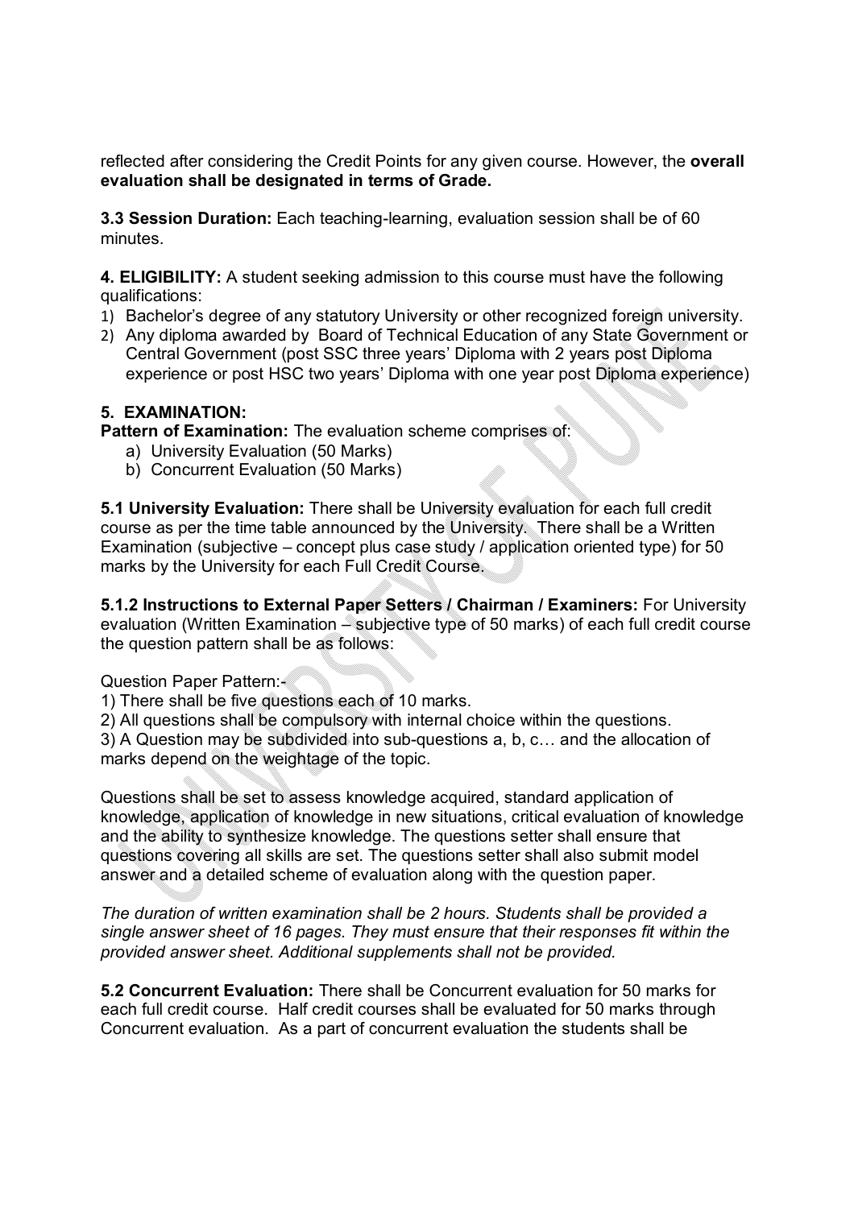reflected after considering the Credit Points for any given course. However, the **overall evaluation shall be designated in terms of Grade.**

**3.3 Session Duration:** Each teaching-learning, evaluation session shall be of 60 minutes.

**4. ELIGIBILITY:** A student seeking admission to this course must have the following qualifications:

1) Bachelor's degree of any statutory University or other recognized foreign university.
2) Any diploma awarded by Board of Technical Education of any State Government or Central Government (post SSC three years' Diploma with 2 years post Diploma experience or post HSC two years' Diploma with one year post Diploma experience)

**5. EXAMINATION:**

**Pattern of Examination:** The evaluation scheme comprises of:

a) University Evaluation (50 Marks)
b) Concurrent Evaluation (50 Marks)

**5.1 University Evaluation:** There shall be University evaluation for each full credit course as per the time table announced by the University. There shall be a Written Examination (subjective – concept plus case study / application oriented type) for 50 marks by the University for each Full Credit Course.

**5.1.2 Instructions to External Paper Setters / Chairman / Examiners:** For University evaluation (Written Examination – subjective type of 50 marks) of each full credit course the question pattern shall be as follows:

Question Paper Pattern:-

1) There shall be five questions each of 10 marks.
2) All questions shall be compulsory with internal choice within the questions.
3) A Question may be subdivided into sub-questions a, b, c… and the allocation of marks depend on the weightage of the topic.

Questions shall be set to assess knowledge acquired, standard application of knowledge, application of knowledge in new situations, critical evaluation of knowledge and the ability to synthesize knowledge. The questions setter shall ensure that questions covering all skills are set. The questions setter shall also submit model answer and a detailed scheme of evaluation along with the question paper.

*The duration of written examination shall be 2 hours. Students shall be provided a single answer sheet of 16 pages. They must ensure that their responses fit within the provided answer sheet. Additional supplements shall not be provided.*

**5.2 Concurrent Evaluation:** There shall be Concurrent evaluation for 50 marks for each full credit course. Half credit courses shall be evaluated for 50 marks through Concurrent evaluation. As a part of concurrent evaluation the students shall be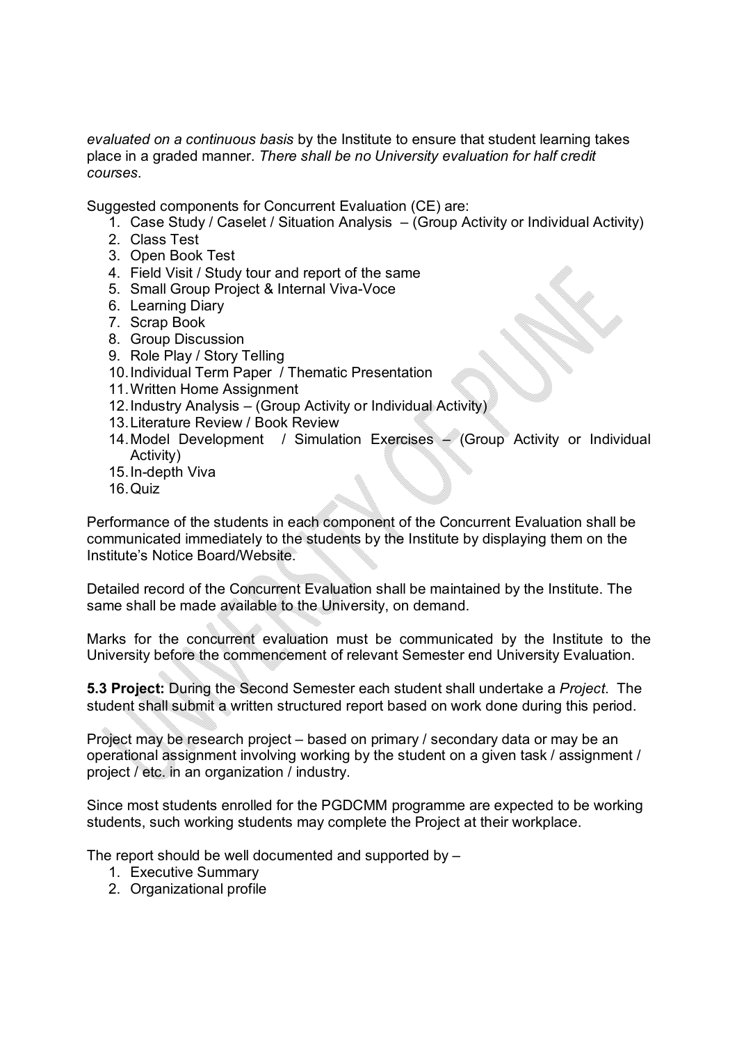*evaluated on a continuous basis* by the Institute to ensure that student learning takes place in a graded manner. *There shall be no University evaluation for half credit courses*.

Suggested components for Concurrent Evaluation (CE) are:

1. Case Study / Caselet / Situation Analysis – (Group Activity or Individual Activity)
2. Class Test
3. Open Book Test
4. Field Visit / Study tour and report of the same
5. Small Group Project & Internal Viva-Voce
6. Learning Diary
7. Scrap Book
8. Group Discussion
9. Role Play / Story Telling
10. Individual Term Paper / Thematic Presentation
11. Written Home Assignment
12. Industry Analysis – (Group Activity or Individual Activity)
13. Literature Review / Book Review
14. Model Development / Simulation Exercises – (Group Activity or Individual Activity)
15. In-depth Viva
16. Quiz

Performance of the students in each component of the Concurrent Evaluation shall be communicated immediately to the students by the Institute by displaying them on the Institute's Notice Board/Website.

Detailed record of the Concurrent Evaluation shall be maintained by the Institute. The same shall be made available to the University, on demand.

Marks for the concurrent evaluation must be communicated by the Institute to the University before the commencement of relevant Semester end University Evaluation.

**5.3 Project:** During the Second Semester each student shall undertake a *Project*. The student shall submit a written structured report based on work done during this period.

Project may be research project – based on primary / secondary data or may be an operational assignment involving working by the student on a given task / assignment / project / etc. in an organization / industry.

Since most students enrolled for the PGDCMM programme are expected to be working students, such working students may complete the Project at their workplace.

The report should be well documented and supported by –

1. Executive Summary
2. Organizational profile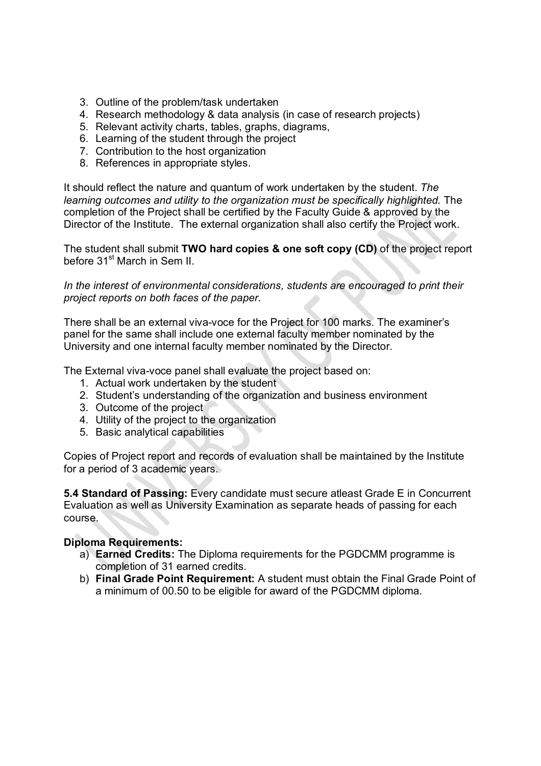3. Outline of the problem/task undertaken
4. Research methodology & data analysis (in case of research projects)
5. Relevant activity charts, tables, graphs, diagrams,
6. Learning of the student through the project
7. Contribution to the host organization
8. References in appropriate styles.

It should reflect the nature and quantum of work undertaken by the student. *The learning outcomes and utility to the organization must be specifically highlighted.* The completion of the Project shall be certified by the Faculty Guide & approved by the Director of the Institute. The external organization shall also certify the Project work.

The student shall submit **TWO hard copies & one soft copy (CD)** of the project report before 31st March in Sem II.

*In the interest of environmental considerations, students are encouraged to print their project reports on both faces of the paper.*

There shall be an external viva-voce for the Project for 100 marks. The examiner's panel for the same shall include one external faculty member nominated by the University and one internal faculty member nominated by the Director.

The External viva-voce panel shall evaluate the project based on:

1. Actual work undertaken by the student
2. Student's understanding of the organization and business environment
3. Outcome of the project
4. Utility of the project to the organization
5. Basic analytical capabilities

Copies of Project report and records of evaluation shall be maintained by the Institute for a period of 3 academic years.

**5.4 Standard of Passing:** Every candidate must secure atleast Grade E in Concurrent Evaluation as well as University Examination as separate heads of passing for each course.

**Diploma Requirements:**

a) **Earned Credits:** The Diploma requirements for the PGDCMM programme is completion of 31 earned credits.
b) **Final Grade Point Requirement:** A student must obtain the Final Grade Point of a minimum of 00.50 to be eligible for award of the PGDCMM diploma.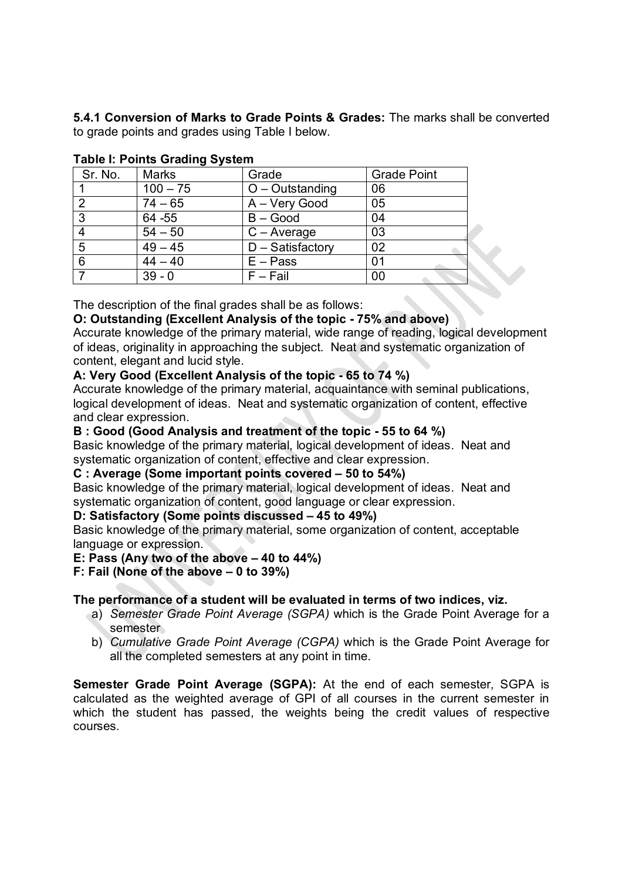**5.4.1 Conversion of Marks to Grade Points & Grades:** The marks shall be converted to grade points and grades using Table I below.

**Table I: Points Grading System**

| Sr. No. | Marks | Grade | Grade Point |
|---|---|---|---|
| 1 | 100 – 75 | O – Outstanding | 06 |
| 2 | 74 – 65 | A – Very Good | 05 |
| 3 | 64 -55 | B – Good | 04 |
| 4 | 54 – 50 | C – Average | 03 |
| 5 | 49 – 45 | D – Satisfactory | 02 |
| 6 | 44 – 40 | E – Pass | 01 |
| 7 | 39 - 0 | F – Fail | 00 |

The description of the final grades shall be as follows:

**O: Outstanding (Excellent Analysis of the topic - 75% and above)**
Accurate knowledge of the primary material, wide range of reading, logical development of ideas, originality in approaching the subject. Neat and systematic organization of content, elegant and lucid style.

**A: Very Good (Excellent Analysis of the topic - 65 to 74 %)**
Accurate knowledge of the primary material, acquaintance with seminal publications, logical development of ideas. Neat and systematic organization of content, effective and clear expression.

**B : Good (Good Analysis and treatment of the topic - 55 to 64 %)**
Basic knowledge of the primary material, logical development of ideas. Neat and systematic organization of content, effective and clear expression.

**C : Average (Some important points covered – 50 to 54%)**
Basic knowledge of the primary material, logical development of ideas. Neat and systematic organization of content, good language or clear expression.

**D: Satisfactory (Some points discussed – 45 to 49%)**
Basic knowledge of the primary material, some organization of content, acceptable language or expression.

**E: Pass (Any two of the above – 40 to 44%)**

**F: Fail (None of the above – 0 to 39%)**

**The performance of a student will be evaluated in terms of two indices, viz.**

a) *Semester Grade Point Average (SGPA)* which is the Grade Point Average for a semester
b) *Cumulative Grade Point Average (CGPA)* which is the Grade Point Average for all the completed semesters at any point in time.

**Semester Grade Point Average (SGPA):** At the end of each semester, SGPA is calculated as the weighted average of GPI of all courses in the current semester in which the student has passed, the weights being the credit values of respective courses.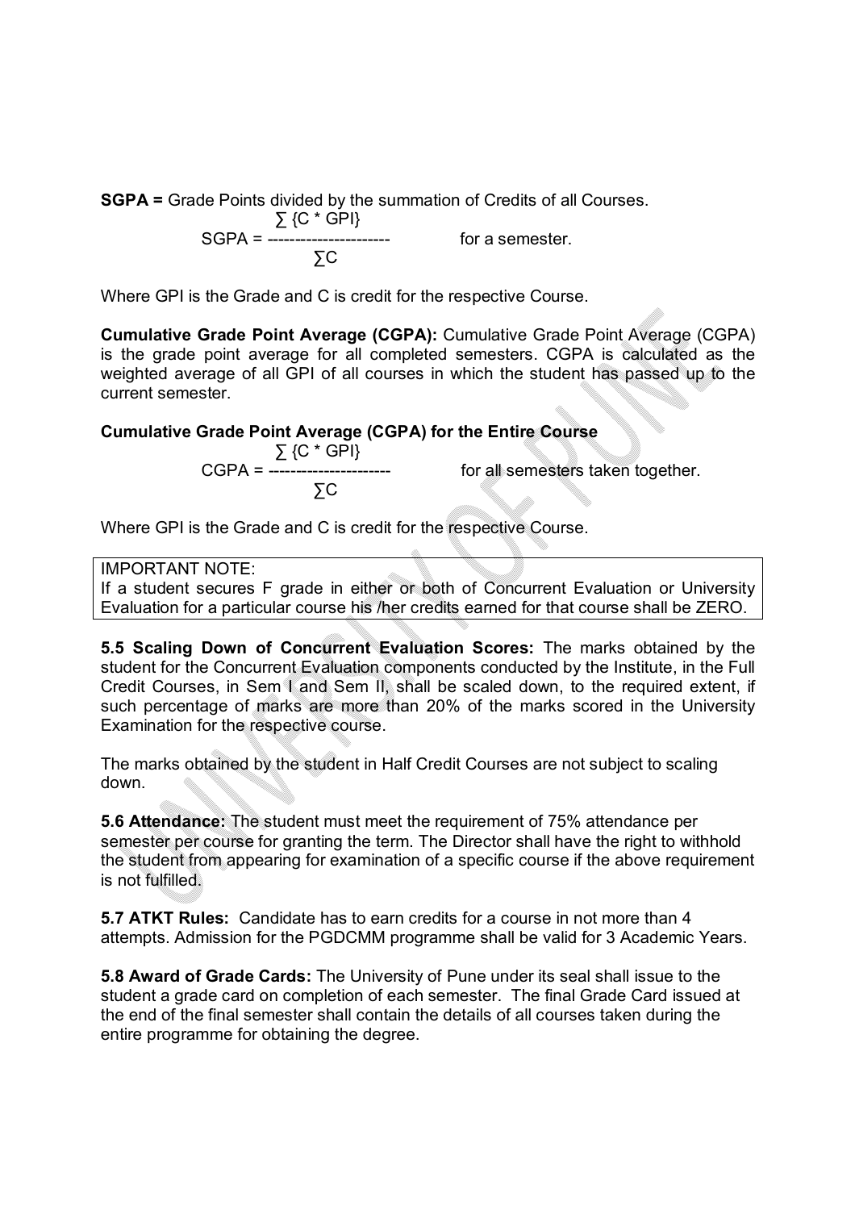**SGPA =** Grade Points divided by the summation of Credits of all Courses.

$$SGPA = \frac{\sum \{C * GPI\}}{\sum C} \quad \text{for a semester.}$$

Where GPI is the Grade and C is credit for the respective Course.

**Cumulative Grade Point Average (CGPA):** Cumulative Grade Point Average (CGPA) is the grade point average for all completed semesters. CGPA is calculated as the weighted average of all GPI of all courses in which the student has passed up to the current semester.

**Cumulative Grade Point Average (CGPA) for the Entire Course**

$$CGPA = \frac{\sum \{C * GPI\}}{\sum C} \quad \text{for all semesters taken together.}$$

Where GPI is the Grade and C is credit for the respective Course.

> IMPORTANT NOTE:
> If a student secures F grade in either or both of Concurrent Evaluation or University Evaluation for a particular course his /her credits earned for that course shall be ZERO.

**5.5 Scaling Down of Concurrent Evaluation Scores:** The marks obtained by the student for the Concurrent Evaluation components conducted by the Institute, in the Full Credit Courses, in Sem I and Sem II, shall be scaled down, to the required extent, if such percentage of marks are more than 20% of the marks scored in the University Examination for the respective course.

The marks obtained by the student in Half Credit Courses are not subject to scaling down.

**5.6 Attendance:** The student must meet the requirement of 75% attendance per semester per course for granting the term. The Director shall have the right to withhold the student from appearing for examination of a specific course if the above requirement is not fulfilled.

**5.7 ATKT Rules:** Candidate has to earn credits for a course in not more than 4 attempts. Admission for the PGDCMM programme shall be valid for 3 Academic Years.

**5.8 Award of Grade Cards:** The University of Pune under its seal shall issue to the student a grade card on completion of each semester. The final Grade Card issued at the end of the final semester shall contain the details of all courses taken during the entire programme for obtaining the degree.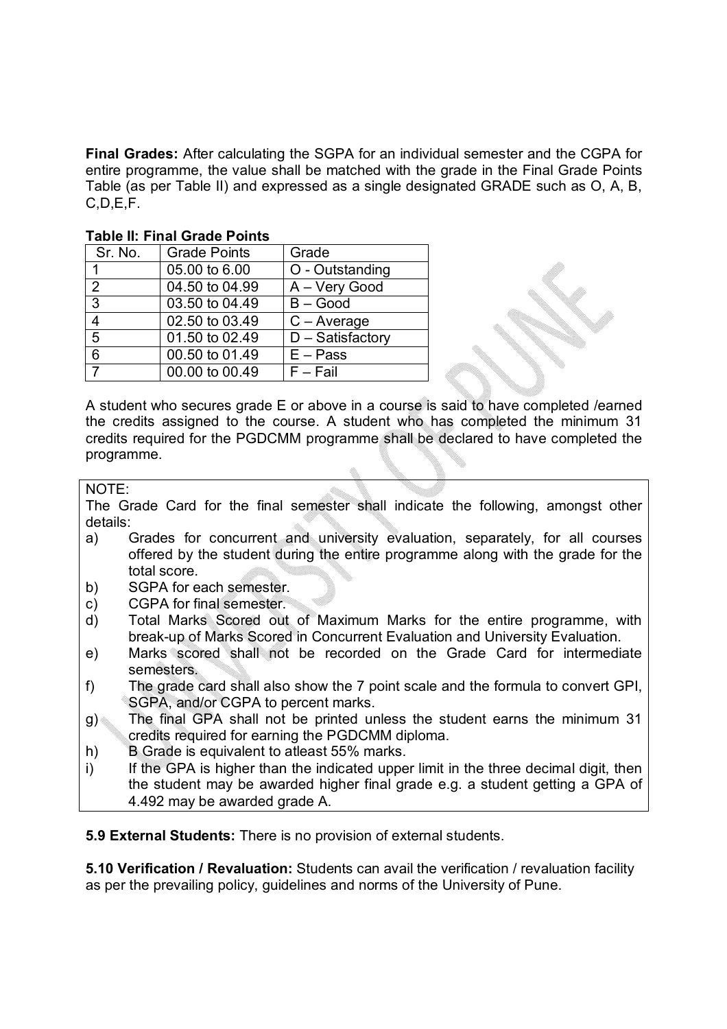**Final Grades:** After calculating the SGPA for an individual semester and the CGPA for entire programme, the value shall be matched with the grade in the Final Grade Points Table (as per Table II) and expressed as a single designated GRADE such as O, A, B, C,D,E,F.

**Table II: Final Grade Points**

| Sr. No. | Grade Points | Grade |
|---|---|---|
| 1 | 05.00 to 6.00 | O - Outstanding |
| 2 | 04.50 to 04.99 | A – Very Good |
| 3 | 03.50 to 04.49 | B – Good |
| 4 | 02.50 to 03.49 | C – Average |
| 5 | 01.50 to 02.49 | D – Satisfactory |
| 6 | 00.50 to 01.49 | E – Pass |
| 7 | 00.00 to 00.49 | F – Fail |

A student who secures grade E or above in a course is said to have completed /earned the credits assigned to the course. A student who has completed the minimum 31 credits required for the PGDCMM programme shall be declared to have completed the programme.

NOTE:

The Grade Card for the final semester shall indicate the following, amongst other details:

a) Grades for concurrent and university evaluation, separately, for all courses offered by the student during the entire programme along with the grade for the total score.
b) SGPA for each semester.
c) CGPA for final semester.
d) Total Marks Scored out of Maximum Marks for the entire programme, with break-up of Marks Scored in Concurrent Evaluation and University Evaluation.
e) Marks scored shall not be recorded on the Grade Card for intermediate semesters.
f) The grade card shall also show the 7 point scale and the formula to convert GPI, SGPA, and/or CGPA to percent marks.
g) The final GPA shall not be printed unless the student earns the minimum 31 credits required for earning the PGDCMM diploma.
h) B Grade is equivalent to atleast 55% marks.
i) If the GPA is higher than the indicated upper limit in the three decimal digit, then the student may be awarded higher final grade e.g. a student getting a GPA of 4.492 may be awarded grade A.

**5.9 External Students:** There is no provision of external students.

**5.10 Verification / Revaluation:** Students can avail the verification / revaluation facility as per the prevailing policy, guidelines and norms of the University of Pune.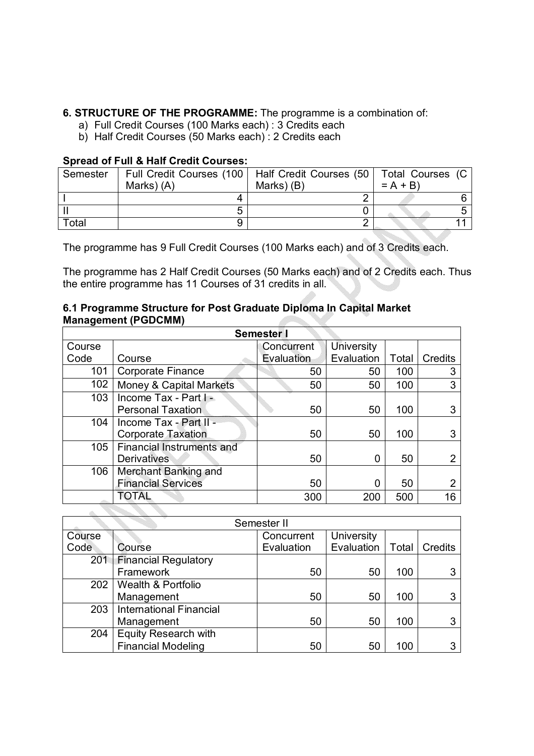**6. STRUCTURE OF THE PROGRAMME:** The programme is a combination of:

a) Full Credit Courses (100 Marks each) : 3 Credits each
b) Half Credit Courses (50 Marks each) : 2 Credits each

**Spread of Full & Half Credit Courses:**

| Semester | Full Credit Courses (100 Marks) (A) | Half Credit Courses (50 Marks) (B) | Total Courses (C = A + B) |
|---|---|---|---|
| I | 4 | 2 | 6 |
| II | 5 | 0 | 5 |
| Total | 9 | 2 | 11 |

The programme has 9 Full Credit Courses (100 Marks each) and of 3 Credits each.

The programme has 2 Half Credit Courses (50 Marks each) and of 2 Credits each. Thus the entire programme has 11 Courses of 31 credits in all.

**6.1 Programme Structure for Post Graduate Diploma In Capital Market Management (PGDCMM)**

| **Semester I** | | | | | |
|---|---|---|---|---|---|
| Course Code | Course | Concurrent Evaluation | University Evaluation | Total | Credits |
| 101 | Corporate Finance | 50 | 50 | 100 | 3 |
| 102 | Money & Capital Markets | 50 | 50 | 100 | 3 |
| 103 | Income Tax - Part I - Personal Taxation | 50 | 50 | 100 | 3 |
| 104 | Income Tax - Part II - Corporate Taxation | 50 | 50 | 100 | 3 |
| 105 | Financial Instruments and Derivatives | 50 | 0 | 50 | 2 |
| 106 | Merchant Banking and Financial Services | 50 | 0 | 50 | 2 |
| | TOTAL | 300 | 200 | 500 | 16 |

| Semester II | | | | | |
|---|---|---|---|---|---|
| Course Code | Course | Concurrent Evaluation | University Evaluation | Total | Credits |
| 201 | Financial Regulatory Framework | 50 | 50 | 100 | 3 |
| 202 | Wealth & Portfolio Management | 50 | 50 | 100 | 3 |
| 203 | International Financial Management | 50 | 50 | 100 | 3 |
| 204 | Equity Research with Financial Modeling | 50 | 50 | 100 | 3 |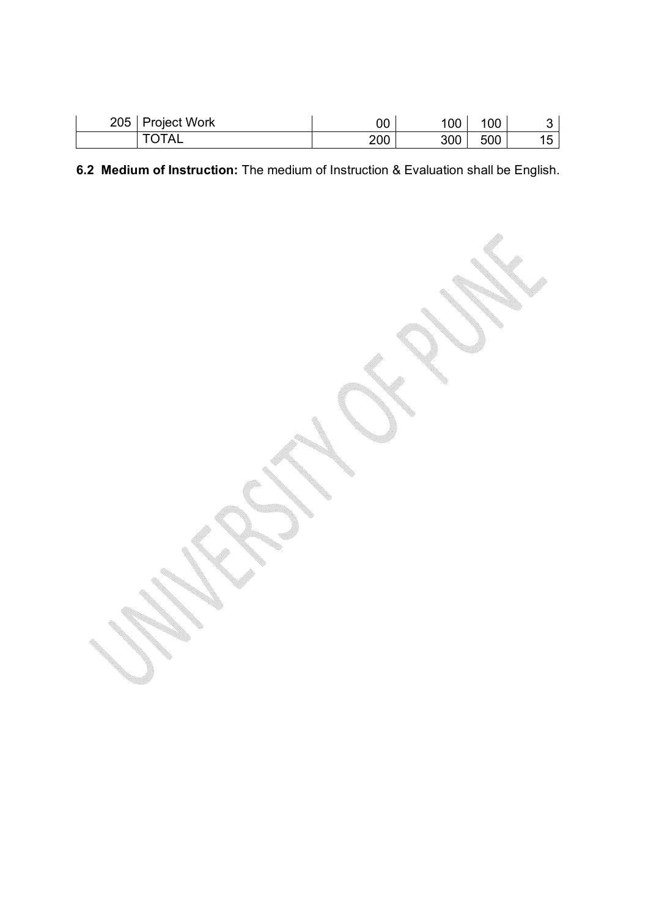| | | | | | |
|---|---|---|---|---|---|
| 205 | Project Work | 00 | 100 | 100 | 3 |
| | TOTAL | 200 | 300 | 500 | 15 |

**6.2 Medium of Instruction:** The medium of Instruction & Evaluation shall be English.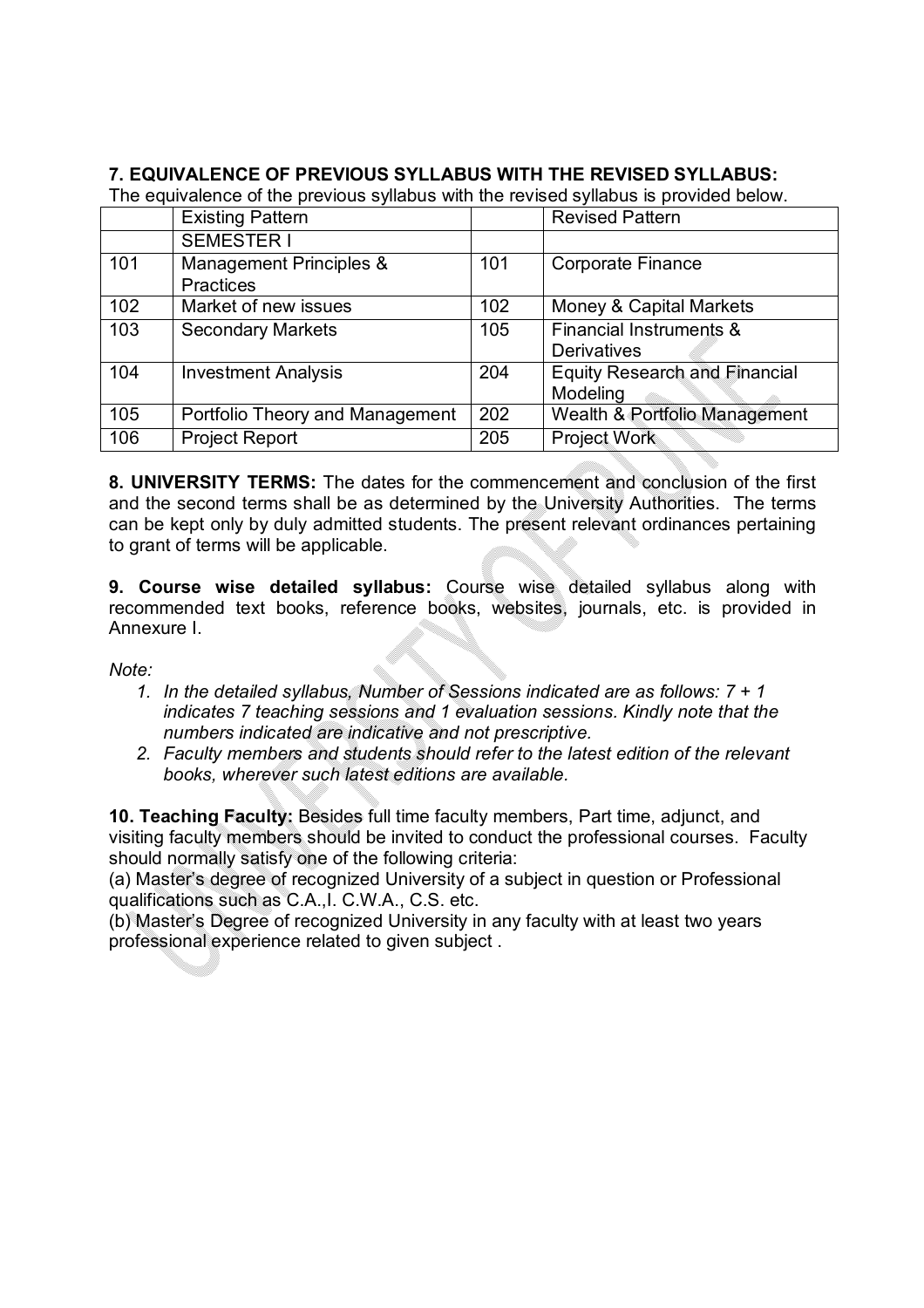**7. EQUIVALENCE OF PREVIOUS SYLLABUS WITH THE REVISED SYLLABUS:**

The equivalence of the previous syllabus with the revised syllabus is provided below.

| | Existing Pattern | | Revised Pattern |
|---|---|---|---|
| | SEMESTER I | | |
| 101 | Management Principles & Practices | 101 | Corporate Finance |
| 102 | Market of new issues | 102 | Money & Capital Markets |
| 103 | Secondary Markets | 105 | Financial Instruments & Derivatives |
| 104 | Investment Analysis | 204 | Equity Research and Financial Modeling |
| 105 | Portfolio Theory and Management | 202 | Wealth & Portfolio Management |
| 106 | Project Report | 205 | Project Work |

**8. UNIVERSITY TERMS:** The dates for the commencement and conclusion of the first and the second terms shall be as determined by the University Authorities. The terms can be kept only by duly admitted students. The present relevant ordinances pertaining to grant of terms will be applicable.

**9. Course wise detailed syllabus:** Course wise detailed syllabus along with recommended text books, reference books, websites, journals, etc. is provided in Annexure I.

*Note:*

1. *In the detailed syllabus, Number of Sessions indicated are as follows: 7 + 1 indicates 7 teaching sessions and 1 evaluation sessions. Kindly note that the numbers indicated are indicative and not prescriptive.*
2. *Faculty members and students should refer to the latest edition of the relevant books, wherever such latest editions are available.*

**10. Teaching Faculty:** Besides full time faculty members, Part time, adjunct, and visiting faculty members should be invited to conduct the professional courses. Faculty should normally satisfy one of the following criteria:

(a) Master's degree of recognized University of a subject in question or Professional qualifications such as C.A.,I. C.W.A., C.S. etc.

(b) Master's Degree of recognized University in any faculty with at least two years professional experience related to given subject .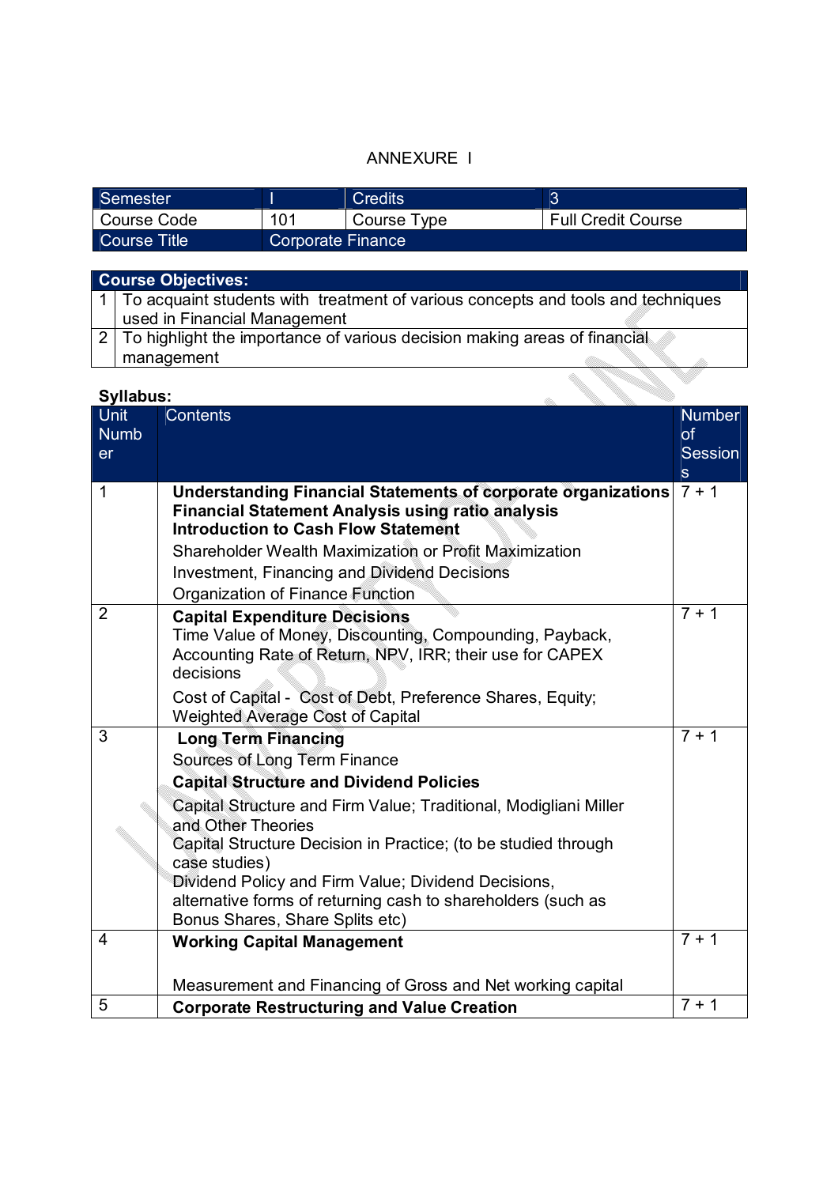ANNEXURE I

| Semester | I | Credits | 3 |
|---|---|---|---|
| Course Code | 101 | Course Type | Full Credit Course |
| Course Title | Corporate Finance | | |

| Course Objectives: | |
|---|---|
| 1 | To acquaint students with treatment of various concepts and tools and techniques used in Financial Management |
| 2 | To highlight the importance of various decision making areas of financial management |

**Syllabus:**

| Unit Number | Contents | Number of Sessions |
|---|---|---|
| 1 | **Understanding Financial Statements of corporate organizations**<br>**Financial Statement Analysis using ratio analysis**<br>**Introduction to Cash Flow Statement**<br>Shareholder Wealth Maximization or Profit Maximization<br>Investment, Financing and Dividend Decisions<br>Organization of Finance Function | 7 + 1 |
| 2 | **Capital Expenditure Decisions**<br>Time Value of Money, Discounting, Compounding, Payback, Accounting Rate of Return, NPV, IRR; their use for CAPEX decisions<br>Cost of Capital - Cost of Debt, Preference Shares, Equity; Weighted Average Cost of Capital | 7 + 1 |
| 3 | **Long Term Financing**<br>Sources of Long Term Finance<br>**Capital Structure and Dividend Policies**<br>Capital Structure and Firm Value; Traditional, Modigliani Miller and Other Theories<br>Capital Structure Decision in Practice; (to be studied through case studies)<br>Dividend Policy and Firm Value; Dividend Decisions, alternative forms of returning cash to shareholders (such as Bonus Shares, Share Splits etc) | 7 + 1 |
| 4 | **Working Capital Management**<br><br>Measurement and Financing of Gross and Net working capital | 7 + 1 |
| 5 | **Corporate Restructuring and Value Creation** | 7 + 1 |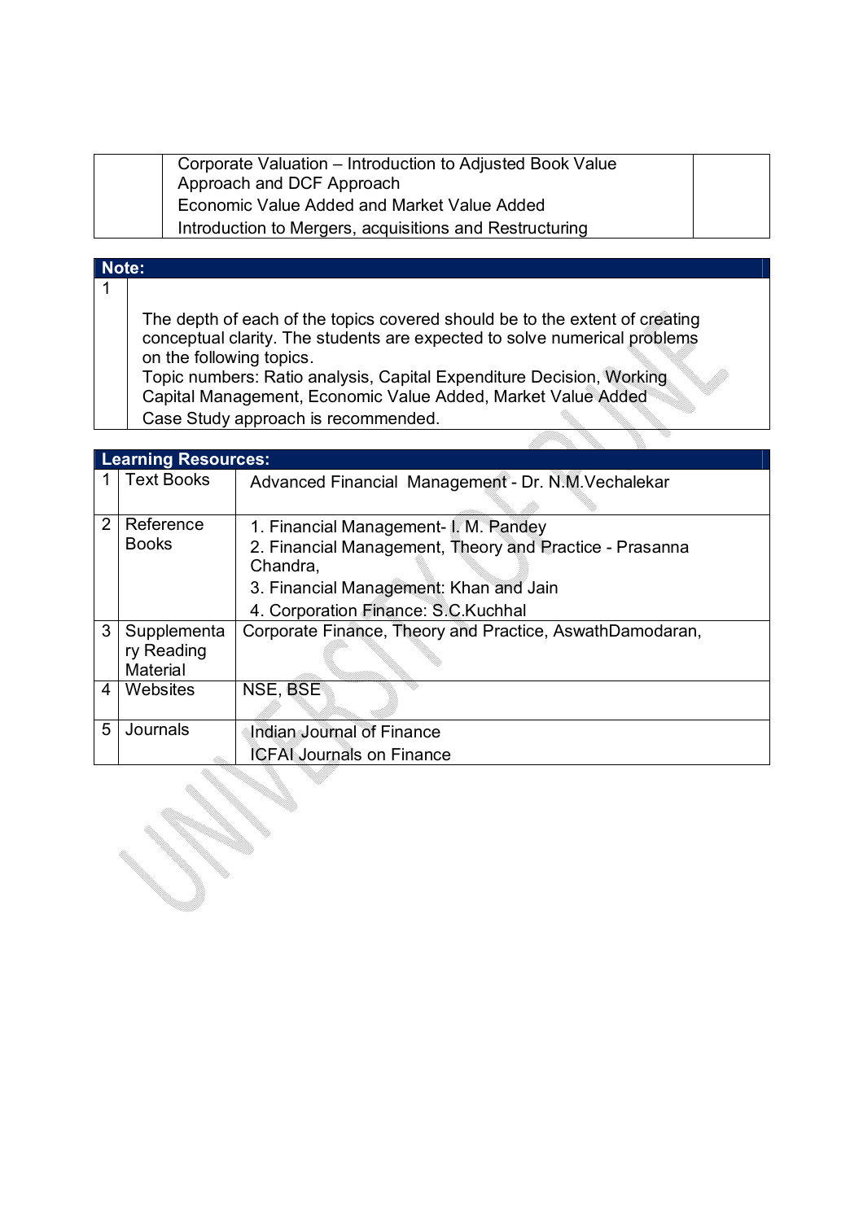|  | Corporate Valuation – Introduction to Adjusted Book Value Approach and DCF Approach<br>Economic Value Added and Market Value Added<br>Introduction to Mergers, acquisitions and Restructuring |  |
|---|---|---|

| **Note:** | |
|---|---|
| 1 | The depth of each of the topics covered should be to the extent of creating conceptual clarity. The students are expected to solve numerical problems on the following topics.<br>Topic numbers: Ratio analysis, Capital Expenditure Decision, Working Capital Management, Economic Value Added, Market Value Added<br>Case Study approach is recommended. |

| **Learning Resources:** | | |
|---|---|---|
| 1 | Text Books | Advanced Financial Management - Dr. N.M.Vechalekar |
| 2 | Reference Books | 1. Financial Management- I. M. Pandey<br>2. Financial Management, Theory and Practice - Prasanna Chandra,<br>3. Financial Management: Khan and Jain<br>4. Corporation Finance: S.C.Kuchhal |
| 3 | Supplementary Reading Material | Corporate Finance, Theory and Practice, AswathDamodaran, |
| 4 | Websites | NSE, BSE |
| 5 | Journals | Indian Journal of Finance<br>ICFAI Journals on Finance |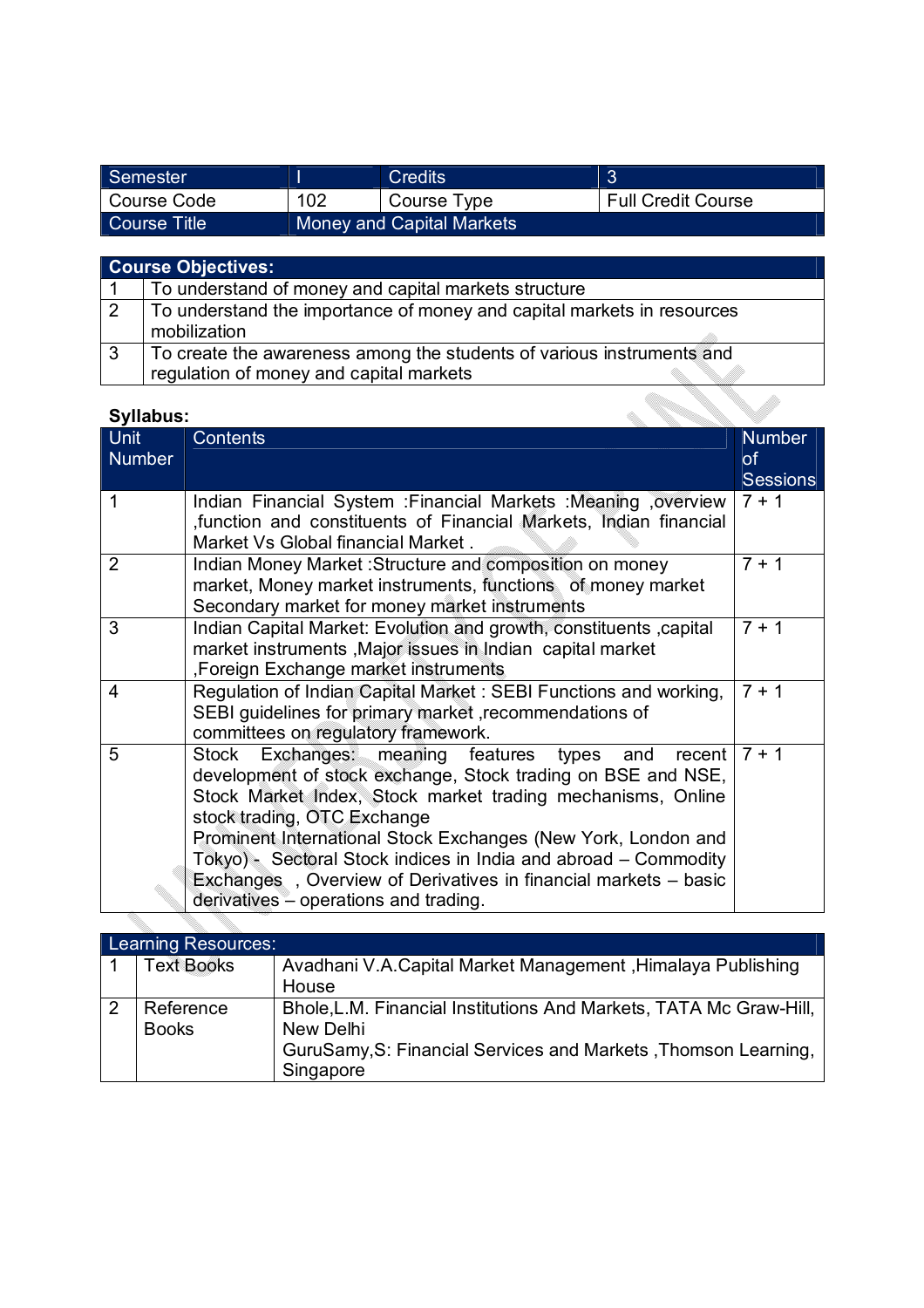| Semester | I | Credits | 3 |
|---|---|---|---|
| Course Code | 102 | Course Type | Full Credit Course |
| Course Title | Money and Capital Markets | | |

| Course Objectives: | |
|---|---|
| 1 | To understand of money and capital markets structure |
| 2 | To understand the importance of money and capital markets in resources mobilization |
| 3 | To create the awareness among the students of various instruments and regulation of money and capital markets |

**Syllabus:**

| Unit Number | Contents | Number of Sessions |
|---|---|---|
| 1 | Indian Financial System :Financial Markets :Meaning ,overview ,function and constituents of Financial Markets, Indian financial Market Vs Global financial Market . | 7 + 1 |
| 2 | Indian Money Market :Structure and composition on money market, Money market instruments, functions of money market Secondary market for money market instruments | 7 + 1 |
| 3 | Indian Capital Market: Evolution and growth, constituents ,capital market instruments ,Major issues in Indian capital market ,Foreign Exchange market instruments | 7 + 1 |
| 4 | Regulation of Indian Capital Market : SEBI Functions and working, SEBI guidelines for primary market ,recommendations of committees on regulatory framework. | 7 + 1 |
| 5 | Stock Exchanges: meaning features types and recent development of stock exchange, Stock trading on BSE and NSE, Stock Market Index, Stock market trading mechanisms, Online stock trading, OTC Exchange<br>Prominent International Stock Exchanges (New York, London and Tokyo) - Sectoral Stock indices in India and abroad – Commodity Exchanges , Overview of Derivatives in financial markets – basic derivatives – operations and trading. | 7 + 1 |

| Learning Resources: | | |
|---|---|---|
| 1 | Text Books | Avadhani V.A.Capital Market Management ,Himalaya Publishing House |
| 2 | Reference Books | Bhole,L.M. Financial Institutions And Markets, TATA Mc Graw-Hill, New Delhi<br>GuruSamy,S: Financial Services and Markets ,Thomson Learning, Singapore |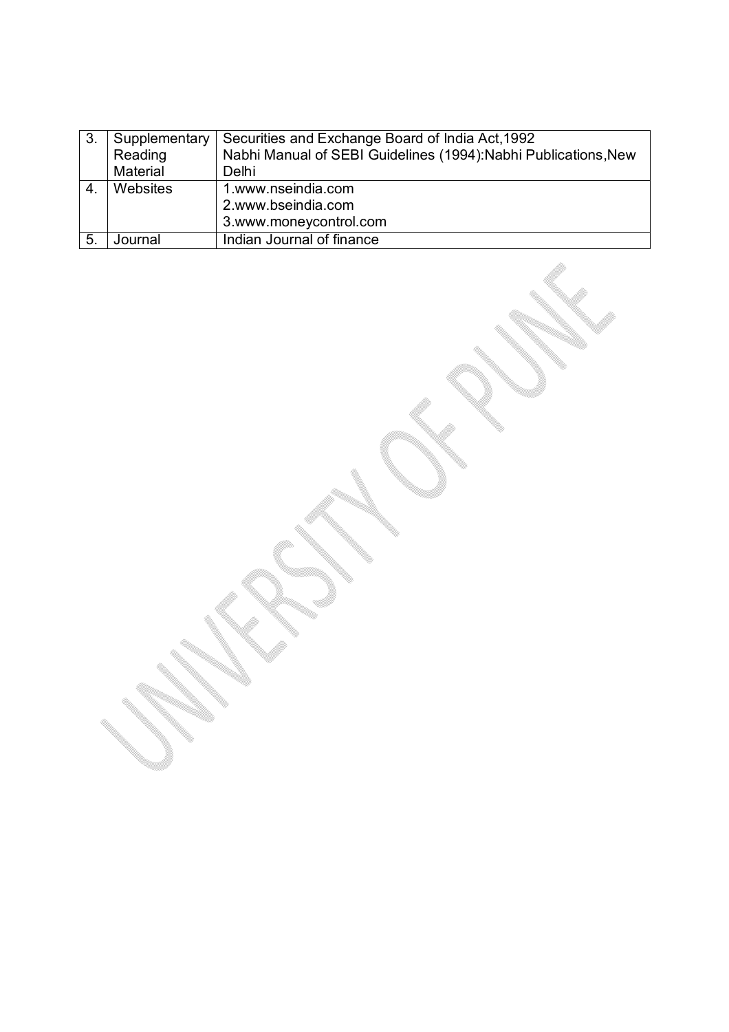| 3. | Supplementary Reading Material | Securities and Exchange Board of India Act,1992<br>Nabhi Manual of SEBI Guidelines (1994):Nabhi Publications,New Delhi |
|---|---|---|
| 4. | Websites | 1.www.nseindia.com<br>2.www.bseindia.com<br>3.www.moneycontrol.com |
| 5. | Journal | Indian Journal of finance |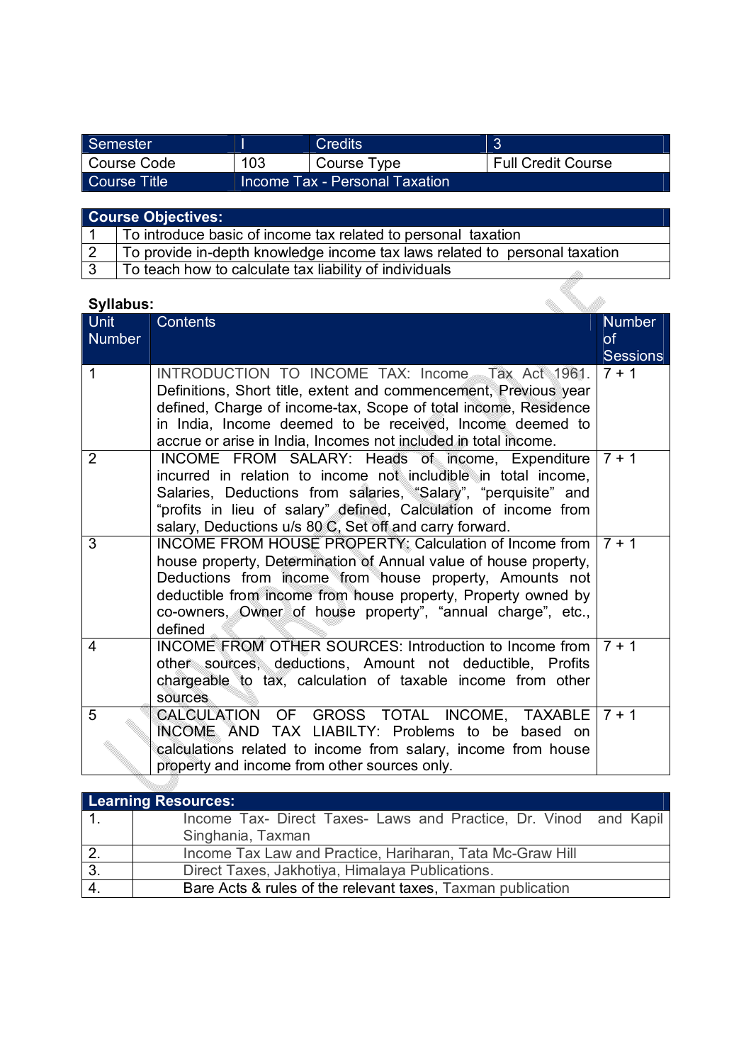| Semester | I | Credits | 3 |
|---|---|---|---|
| Course Code | 103 | Course Type | Full Credit Course |
| Course Title | Income Tax - Personal Taxation | | |

| Course Objectives: | |
|---|---|
| 1 | To introduce basic of income tax related to personal taxation |
| 2 | To provide in-depth knowledge income tax laws related to personal taxation |
| 3 | To teach how to calculate tax liability of individuals |

**Syllabus:**

| Unit Number | Contents | Number of Sessions |
|---|---|---|
| 1 | INTRODUCTION TO INCOME TAX: Income Tax Act 1961. Definitions, Short title, extent and commencement, Previous year defined, Charge of income-tax, Scope of total income, Residence in India, Income deemed to be received, Income deemed to accrue or arise in India, Incomes not included in total income. | 7 + 1 |
| 2 | INCOME FROM SALARY: Heads of income, Expenditure incurred in relation to income not includible in total income, Salaries, Deductions from salaries, "Salary", "perquisite" and "profits in lieu of salary" defined, Calculation of income from salary, Deductions u/s 80 C, Set off and carry forward. | 7 + 1 |
| 3 | INCOME FROM HOUSE PROPERTY: Calculation of Income from house property, Determination of Annual value of house property, Deductions from income from house property, Amounts not deductible from income from house property, Property owned by co-owners, Owner of house property", "annual charge", etc., defined | 7 + 1 |
| 4 | INCOME FROM OTHER SOURCES: Introduction to Income from other sources, deductions, Amount not deductible, Profits chargeable to tax, calculation of taxable income from other sources | 7 + 1 |
| 5 | CALCULATION OF GROSS TOTAL INCOME, TAXABLE INCOME AND TAX LIABILTY: Problems to be based on calculations related to income from salary, income from house property and income from other sources only. | 7 + 1 |

| Learning Resources: | |
|---|---|
| 1. | Income Tax- Direct Taxes- Laws and Practice, Dr. Vinod and Kapil Singhania, Taxman |
| 2. | Income Tax Law and Practice, Hariharan, Tata Mc-Graw Hill |
| 3. | Direct Taxes, Jakhotiya, Himalaya Publications. |
| 4. | Bare Acts & rules of the relevant taxes, Taxman publication |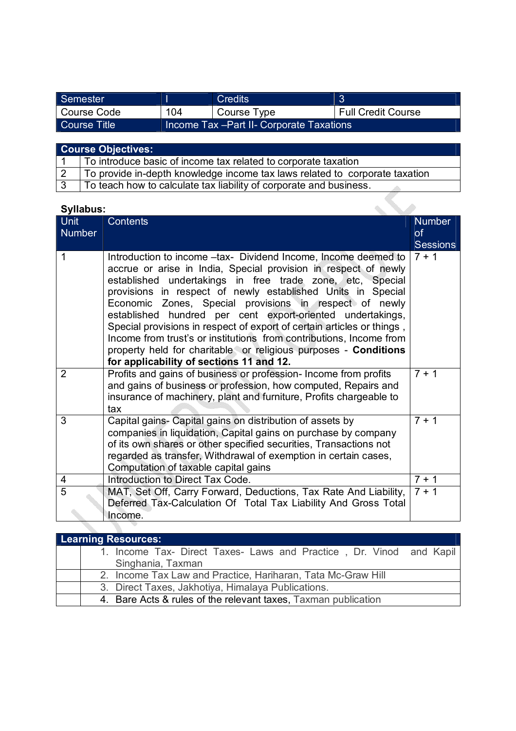| Semester | I | Credits | 3 |
|---|---|---|---|
| Course Code | 104 | Course Type | Full Credit Course |
| Course Title | Income Tax –Part II- Corporate Taxations | | |

| Course Objectives: | |
|---|---|
| 1 | To introduce basic of income tax related to corporate taxation |
| 2 | To provide in-depth knowledge income tax laws related to corporate taxation |
| 3 | To teach how to calculate tax liability of corporate and business. |

**Syllabus:**

| Unit Number | Contents | Number of Sessions |
|---|---|---|
| 1 | Introduction to income –tax- Dividend Income, Income deemed to accrue or arise in India, Special provision in respect of newly established undertakings in free trade zone, etc, Special provisions in respect of newly established Units in Special Economic Zones, Special provisions in respect of newly established hundred per cent export-oriented undertakings, Special provisions in respect of export of certain articles or things , Income from trust's or institutions from contributions, Income from property held for charitable or religious purposes - **Conditions for applicability of sections 11 and 12.** | 7 + 1 |
| 2 | Profits and gains of business or profession- Income from profits and gains of business or profession, how computed, Repairs and insurance of machinery, plant and furniture, Profits chargeable to tax | 7 + 1 |
| 3 | Capital gains- Capital gains on distribution of assets by companies in liquidation, Capital gains on purchase by company of its own shares or other specified securities, Transactions not regarded as transfer, Withdrawal of exemption in certain cases, Computation of taxable capital gains | 7 + 1 |
| 4 | Introduction to Direct Tax Code. | 7 + 1 |
| 5 | MAT, Set Off, Carry Forward, Deductions, Tax Rate And Liability, Deferred Tax-Calculation Of Total Tax Liability And Gross Total Income. | 7 + 1 |

| Learning Resources: | |
|---|---|
| | 1. Income Tax- Direct Taxes- Laws and Practice , Dr. Vinod and Kapil Singhania, Taxman |
| | 2. Income Tax Law and Practice, Hariharan, Tata Mc-Graw Hill |
| | 3. Direct Taxes, Jakhotiya, Himalaya Publications. |
| | 4. Bare Acts & rules of the relevant taxes, Taxman publication |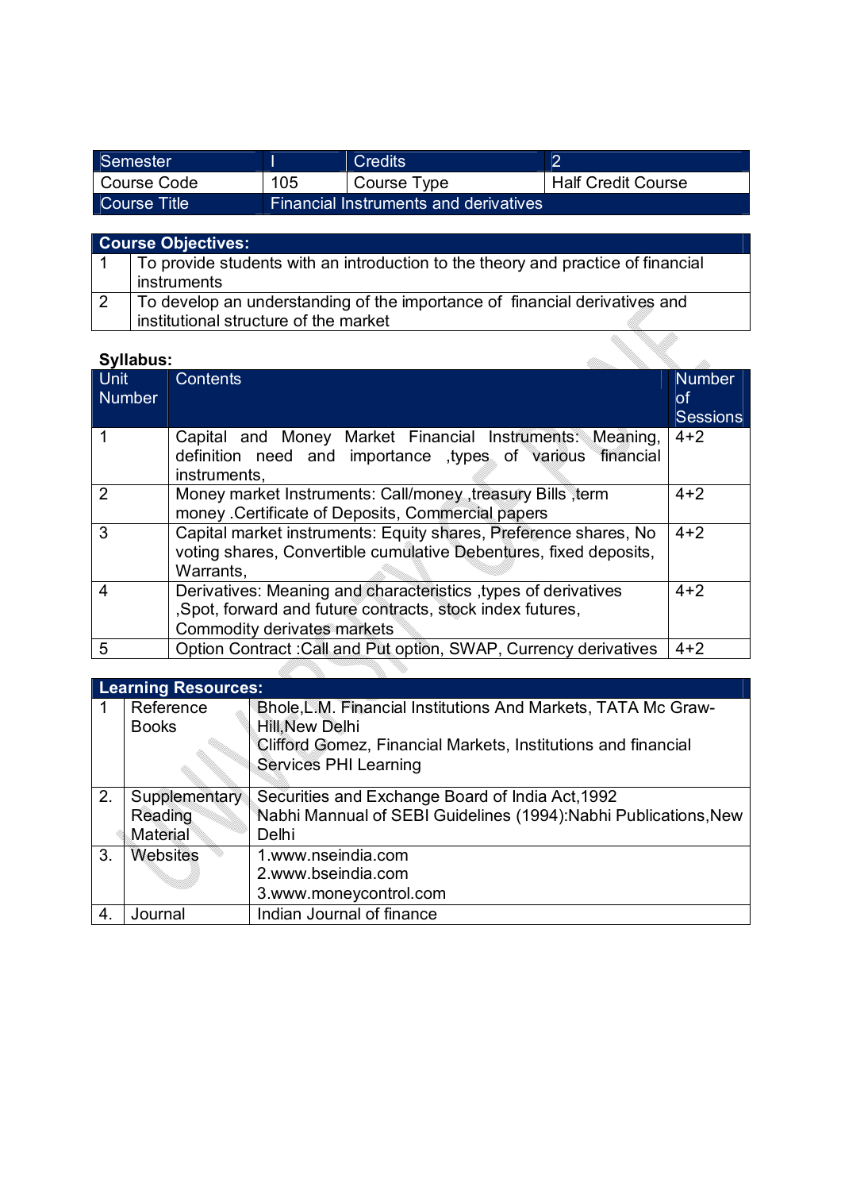| Semester | I | Credits | 2 |
|---|---|---|---|
| Course Code | 105 | Course Type | Half Credit Course |
| Course Title | Financial Instruments and derivatives | | |

| Course Objectives: | |
|---|---|
| 1 | To provide students with an introduction to the theory and practice of financial instruments |
| 2 | To develop an understanding of the importance of financial derivatives and institutional structure of the market |

**Syllabus:**

| Unit Number | Contents | Number of Sessions |
|---|---|---|
| 1 | Capital and Money Market Financial Instruments: Meaning, definition need and importance ,types of various financial instruments, | 4+2 |
| 2 | Money market Instruments: Call/money ,treasury Bills ,term money .Certificate of Deposits, Commercial papers | 4+2 |
| 3 | Capital market instruments: Equity shares, Preference shares, No voting shares, Convertible cumulative Debentures, fixed deposits, Warrants, | 4+2 |
| 4 | Derivatives: Meaning and characteristics ,types of derivatives ,Spot, forward and future contracts, stock index futures, Commodity derivates markets | 4+2 |
| 5 | Option Contract :Call and Put option, SWAP, Currency derivatives | 4+2 |

| Learning Resources: | | |
|---|---|---|
| 1 | Reference Books | Bhole,L.M. Financial Institutions And Markets, TATA Mc Graw-Hill,New Delhi<br>Clifford Gomez, Financial Markets, Institutions and financial Services PHI Learning |
| 2. | Supplementary Reading Material | Securities and Exchange Board of India Act,1992<br>Nabhi Mannual of SEBI Guidelines (1994):Nabhi Publications,New Delhi |
| 3. | Websites | 1.www.nseindia.com<br>2.www.bseindia.com<br>3.www.moneycontrol.com |
| 4. | Journal | Indian Journal of finance |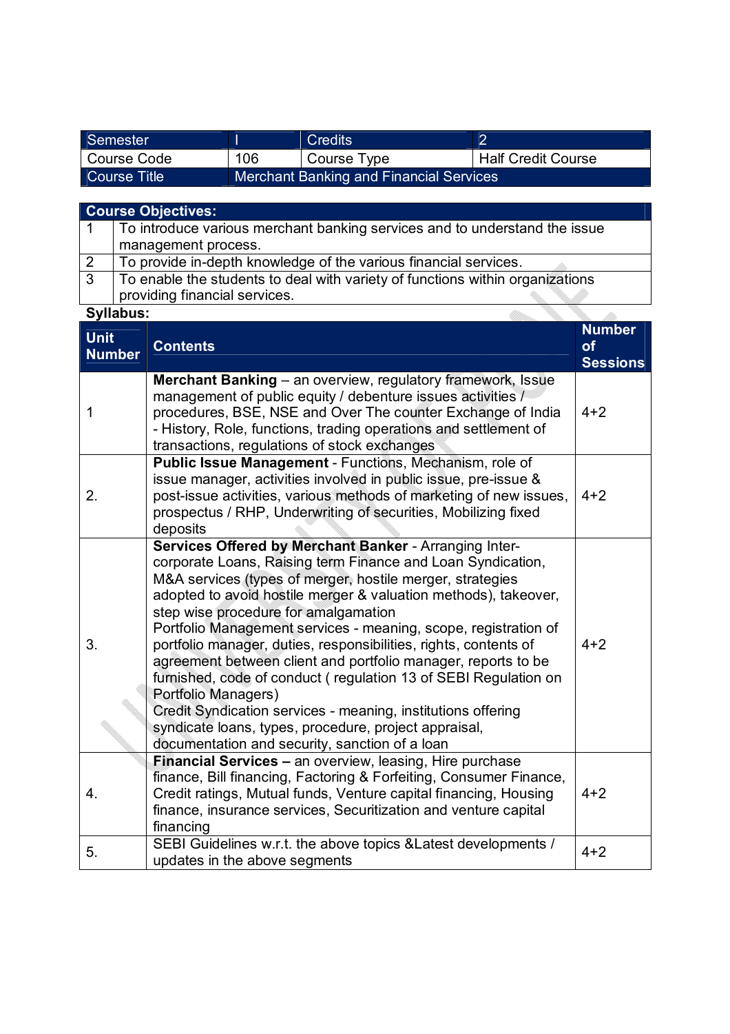| Semester | I | Credits | 2 |
|---|---|---|---|
| Course Code | 106 | Course Type | Half Credit Course |
| Course Title | Merchant Banking and Financial Services | | |

| Course Objectives: | |
|---|---|
| 1 | To introduce various merchant banking services and to understand the issue management process. |
| 2 | To provide in-depth knowledge of the various financial services. |
| 3 | To enable the students to deal with variety of functions within organizations providing financial services. |

**Syllabus:**

| Unit Number | Contents | Number of Sessions |
|---|---|---|
| 1 | **Merchant Banking** – an overview, regulatory framework, Issue management of public equity / debenture issues activities / procedures, BSE, NSE and Over The counter Exchange of India - History, Role, functions, trading operations and settlement of transactions, regulations of stock exchanges | 4+2 |
| 2. | **Public Issue Management** - Functions, Mechanism, role of issue manager, activities involved in public issue, pre-issue & post-issue activities, various methods of marketing of new issues, prospectus / RHP, Underwriting of securities, Mobilizing fixed deposits | 4+2 |
| 3. | **Services Offered by Merchant Banker** - Arranging Inter-corporate Loans, Raising term Finance and Loan Syndication, M&A services (types of merger, hostile merger, strategies adopted to avoid hostile merger & valuation methods), takeover, step wise procedure for amalgamation<br>Portfolio Management services - meaning, scope, registration of portfolio manager, duties, responsibilities, rights, contents of agreement between client and portfolio manager, reports to be furnished, code of conduct ( regulation 13 of SEBI Regulation on Portfolio Managers)<br>Credit Syndication services - meaning, institutions offering syndicate loans, types, procedure, project appraisal, documentation and security, sanction of a loan | 4+2 |
| 4. | **Financial Services –** an overview, leasing, Hire purchase finance, Bill financing, Factoring & Forfeiting, Consumer Finance, Credit ratings, Mutual funds, Venture capital financing, Housing finance, insurance services, Securitization and venture capital financing | 4+2 |
| 5. | SEBI Guidelines w.r.t. the above topics &Latest developments / updates in the above segments | 4+2 |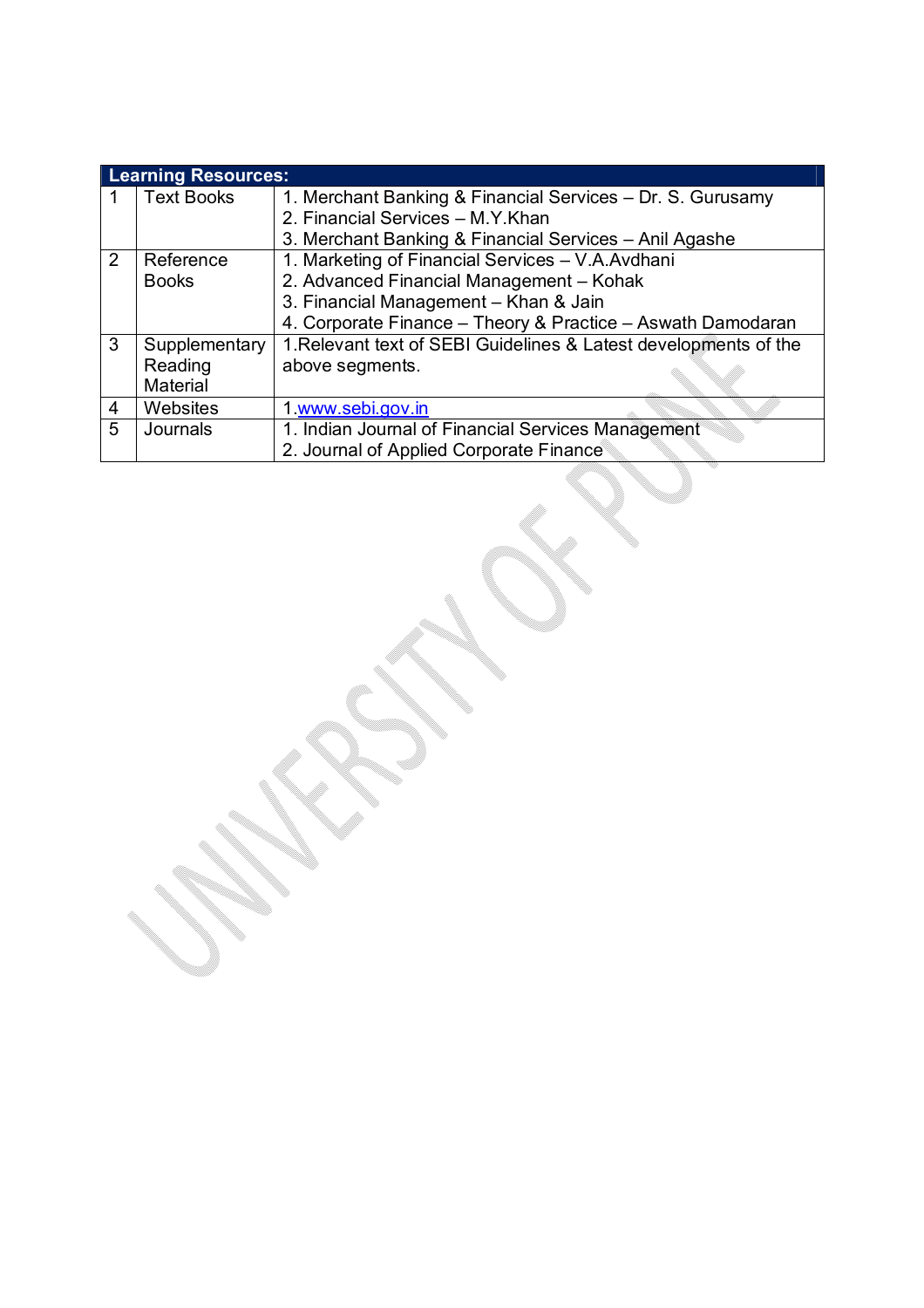| Learning Resources: | | |
|---|---|---|
| 1 | Text Books | 1. Merchant Banking & Financial Services – Dr. S. Gurusamy<br>2. Financial Services – M.Y.Khan<br>3. Merchant Banking & Financial Services – Anil Agashe |
| 2 | Reference Books | 1. Marketing of Financial Services – V.A.Avdhani<br>2. Advanced Financial Management – Kohak<br>3. Financial Management – Khan & Jain<br>4. Corporate Finance – Theory & Practice – Aswath Damodaran |
| 3 | Supplementary Reading Material | 1.Relevant text of SEBI Guidelines & Latest developments of the above segments. |
| 4 | Websites | 1.www.sebi.gov.in |
| 5 | Journals | 1. Indian Journal of Financial Services Management<br>2. Journal of Applied Corporate Finance |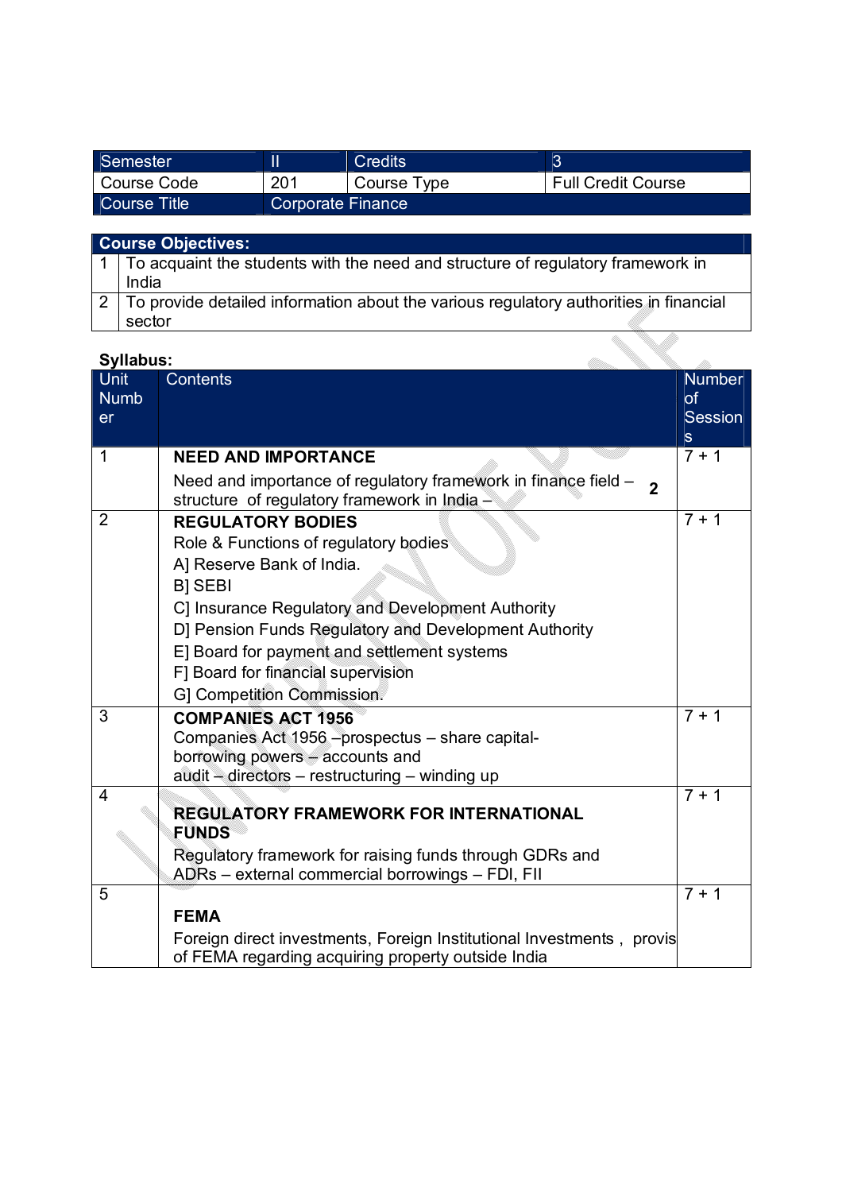| Semester | II | Credits | 3 |
|---|---|---|---|
| Course Code | 201 | Course Type | Full Credit Course |
| Course Title | Corporate Finance | | |

| **Course Objectives:** | |
|---|---|
| 1 | To acquaint the students with the need and structure of regulatory framework in India |
| 2 | To provide detailed information about the various regulatory authorities in financial sector |

**Syllabus:**

| Unit Number | Contents | Number of Sessions |
|---|---|---|
| 1 | **NEED AND IMPORTANCE**<br>Need and importance of regulatory framework in finance field – structure of regulatory framework in India – **2** | 7 + 1 |
| 2 | **REGULATORY BODIES**<br>Role & Functions of regulatory bodies<br>A] Reserve Bank of India.<br>B] SEBI<br>C] Insurance Regulatory and Development Authority<br>D] Pension Funds Regulatory and Development Authority<br>E] Board for payment and settlement systems<br>F] Board for financial supervision<br>G] Competition Commission. | 7 + 1 |
| 3 | **COMPANIES ACT 1956**<br>Companies Act 1956 –prospectus – share capital- borrowing powers – accounts and audit – directors – restructuring – winding up | 7 + 1 |
| 4 | **REGULATORY FRAMEWORK FOR INTERNATIONAL FUNDS**<br>Regulatory framework for raising funds through GDRs and ADRs – external commercial borrowings – FDI, FII | 7 + 1 |
| 5 | **FEMA**<br>Foreign direct investments, Foreign Institutional Investments , provis of FEMA regarding acquiring property outside India | 7 + 1 |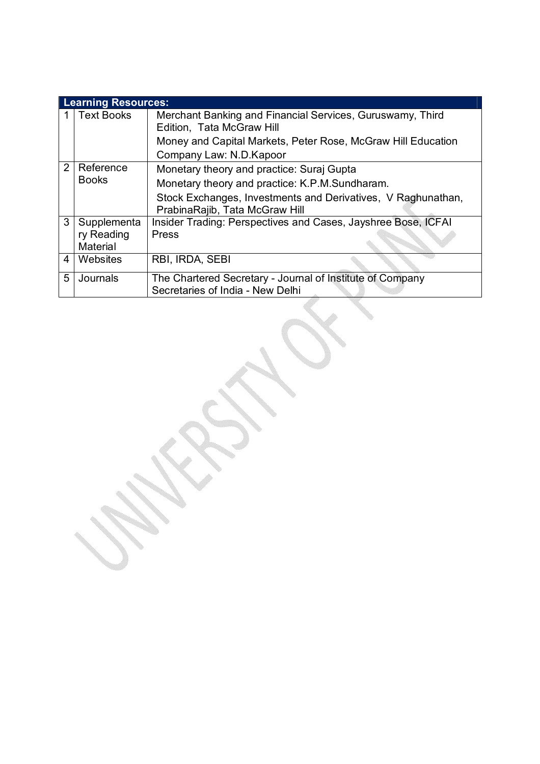| Learning Resources: | | |
|---|---|---|
| 1 | Text Books | Merchant Banking and Financial Services, Guruswamy, Third Edition, Tata McGraw Hill<br>Money and Capital Markets, Peter Rose, McGraw Hill Education<br>Company Law: N.D.Kapoor |
| 2 | Reference Books | Monetary theory and practice: Suraj Gupta<br>Monetary theory and practice: K.P.M.Sundharam.<br>Stock Exchanges, Investments and Derivatives, V Raghunathan, PrabinaRajib, Tata McGraw Hill |
| 3 | Supplementary Reading Material | Insider Trading: Perspectives and Cases, Jayshree Bose, ICFAI Press |
| 4 | Websites | RBI, IRDA, SEBI |
| 5 | Journals | The Chartered Secretary - Journal of Institute of Company Secretaries of India - New Delhi |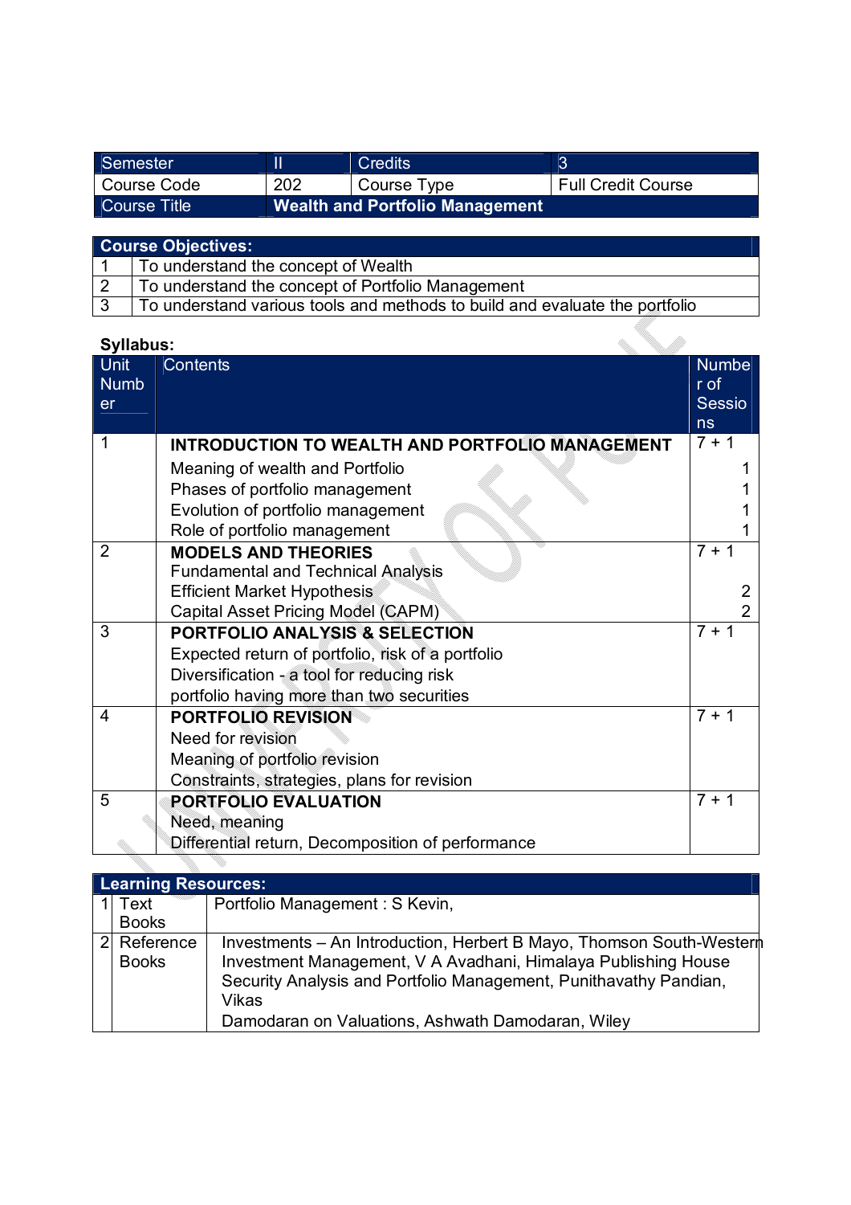| Semester | II | Credits | 3 |
| --- | --- | --- | --- |
| Course Code | 202 | Course Type | Full Credit Course |
| Course Title | **Wealth and Portfolio Management** | | |

| **Course Objectives:** | |
| --- | --- |
| 1 | To understand the concept of Wealth |
| 2 | To understand the concept of Portfolio Management |
| 3 | To understand various tools and methods to build and evaluate the portfolio |

**Syllabus:**

| Unit Number | Contents | Number of Sessions |
| --- | --- | --- |
| 1 | **INTRODUCTION TO WEALTH AND PORTFOLIO MANAGEMENT** | 7 + 1 |
| | Meaning of wealth and Portfolio | 1 |
| | Phases of portfolio management | 1 |
| | Evolution of portfolio management | 1 |
| | Role of portfolio management | 1 |
| 2 | **MODELS AND THEORIES** | 7 + 1 |
| | Fundamental and Technical Analysis | |
| | Efficient Market Hypothesis | 2 |
| | Capital Asset Pricing Model (CAPM) | 2 |
| 3 | **PORTFOLIO ANALYSIS & SELECTION**<br>Expected return of portfolio, risk of a portfolio<br>Diversification - a tool for reducing risk<br>portfolio having more than two securities | 7 + 1 |
| 4 | **PORTFOLIO REVISION**<br>Need for revision<br>Meaning of portfolio revision<br>Constraints, strategies, plans for revision | 7 + 1 |
| 5 | **PORTFOLIO EVALUATION**<br>Need, meaning<br>Differential return, Decomposition of performance | 7 + 1 |

| **Learning Resources:** | | |
| --- | --- | --- |
| 1 | Text Books | Portfolio Management : S Kevin, |
| 2 | Reference Books | Investments – An Introduction, Herbert B Mayo, Thomson South-Western<br>Investment Management, V A Avadhani, Himalaya Publishing House<br>Security Analysis and Portfolio Management, Punithavathy Pandian, Vikas<br>Damodaran on Valuations, Ashwath Damodaran, Wiley |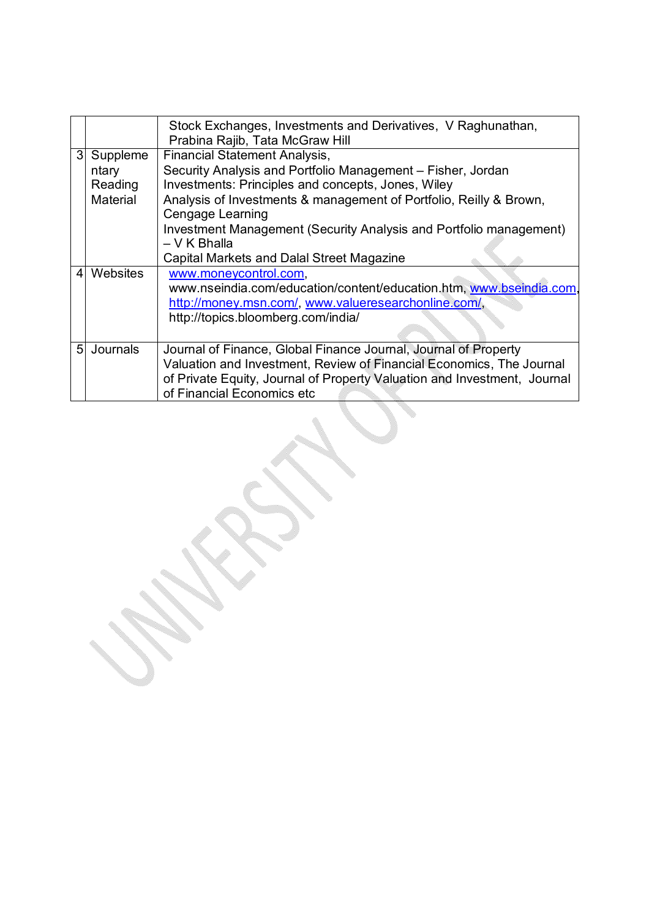| | | |
|---|---|---|
| | | Stock Exchanges, Investments and Derivatives, V Raghunathan, Prabina Rajib, Tata McGraw Hill |
| 3 | Supplementary Reading Material | Financial Statement Analysis,<br>Security Analysis and Portfolio Management – Fisher, Jordan<br>Investments: Principles and concepts, Jones, Wiley<br>Analysis of Investments & management of Portfolio, Reilly & Brown, Cengage Learning<br>Investment Management (Security Analysis and Portfolio management) – V K Bhalla<br>Capital Markets and Dalal Street Magazine |
| 4 | Websites | www.moneycontrol.com, www.nseindia.com/education/content/education.htm, www.bseindia.com, http://money.msn.com/, www.valueresearchonline.com/, http://topics.bloomberg.com/india/ |
| 5 | Journals | Journal of Finance, Global Finance Journal, Journal of Property Valuation and Investment, Review of Financial Economics, The Journal of Private Equity, Journal of Property Valuation and Investment, Journal of Financial Economics etc |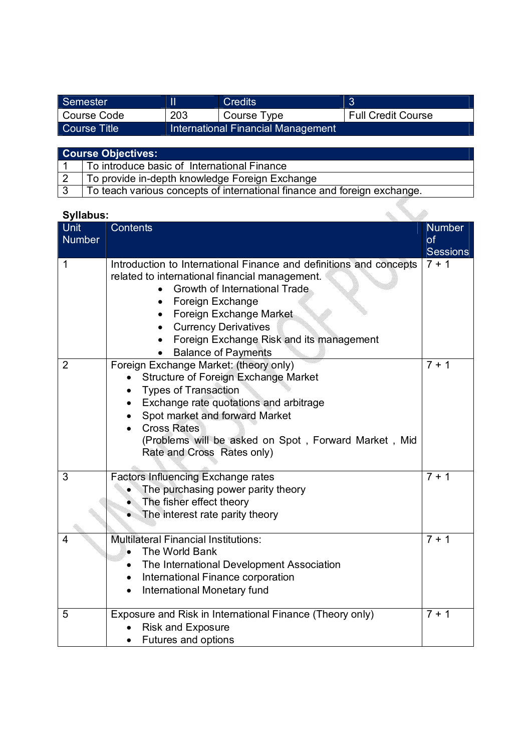| Semester | II | Credits | 3 |
|---|---|---|---|
| Course Code | 203 | Course Type | Full Credit Course |
| Course Title | International Financial Management | | |

| Course Objectives: | |
|---|---|
| 1 | To introduce basic of International Finance |
| 2 | To provide in-depth knowledge Foreign Exchange |
| 3 | To teach various concepts of international finance and foreign exchange. |

**Syllabus:**

| Unit Number | Contents | Number of Sessions |
|---|---|---|
| 1 | Introduction to International Finance and definitions and concepts related to international financial management.<br>• Growth of International Trade<br>• Foreign Exchange<br>• Foreign Exchange Market<br>• Currency Derivatives<br>• Foreign Exchange Risk and its management<br>• Balance of Payments | 7 + 1 |
| 2 | Foreign Exchange Market: (theory only)<br>• Structure of Foreign Exchange Market<br>• Types of Transaction<br>• Exchange rate quotations and arbitrage<br>• Spot market and forward Market<br>• Cross Rates<br>(Problems will be asked on Spot , Forward Market , Mid Rate and Cross Rates only) | 7 + 1 |
| 3 | Factors Influencing Exchange rates<br>• The purchasing power parity theory<br>• The fisher effect theory<br>• The interest rate parity theory | 7 + 1 |
| 4 | Multilateral Financial Institutions:<br>• The World Bank<br>• The International Development Association<br>• International Finance corporation<br>• International Monetary fund | 7 + 1 |
| 5 | Exposure and Risk in International Finance (Theory only)<br>• Risk and Exposure<br>• Futures and options | 7 + 1 |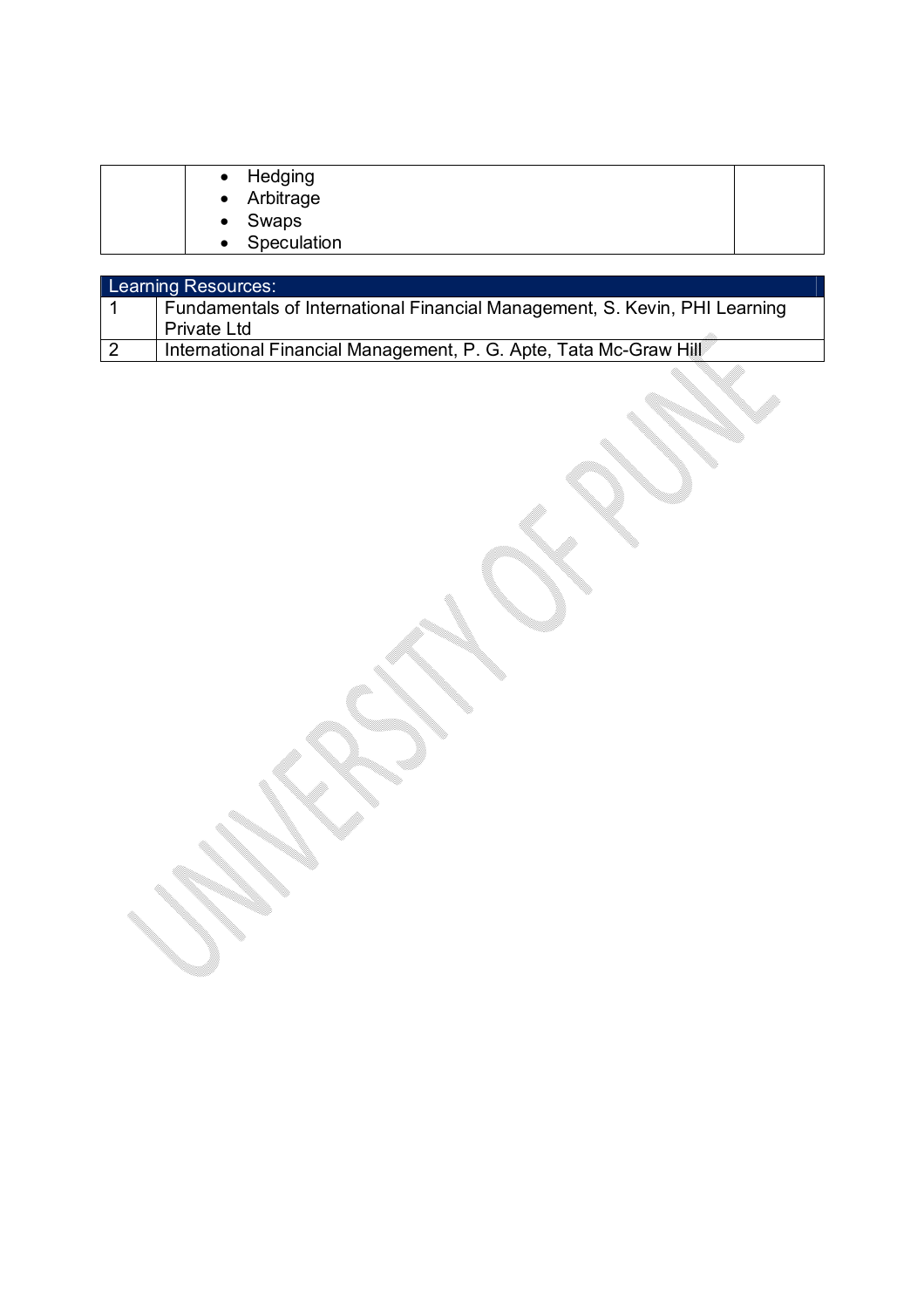| | | |
|---|---|---|
| | • Hedging<br>• Arbitrage<br>• Swaps<br>• Speculation | |

| Learning Resources: | |
|---|---|
| 1 | Fundamentals of International Financial Management, S. Kevin, PHI Learning Private Ltd |
| 2 | International Financial Management, P. G. Apte, Tata Mc-Graw Hill |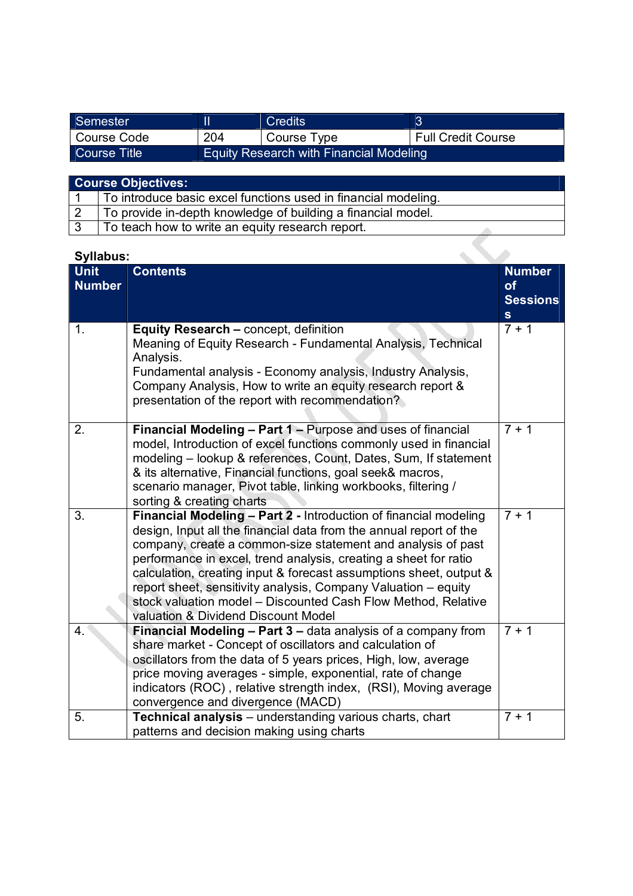| Semester | II | Credits | 3 |
|---|---|---|---|
| Course Code | 204 | Course Type | Full Credit Course |
| Course Title | Equity Research with Financial Modeling | | |

| **Course Objectives:** | |
|---|---|
| 1 | To introduce basic excel functions used in financial modeling. |
| 2 | To provide in-depth knowledge of building a financial model. |
| 3 | To teach how to write an equity research report. |

**Syllabus:**

| Unit Number | Contents | Number of Sessionss |
|---|---|---|
| 1. | **Equity Research –** concept, definition<br>Meaning of Equity Research - Fundamental Analysis, Technical Analysis.<br>Fundamental analysis - Economy analysis, Industry Analysis, Company Analysis, How to write an equity research report & presentation of the report with recommendation? | 7 + 1 |
| 2. | **Financial Modeling – Part 1 –** Purpose and uses of financial model, Introduction of excel functions commonly used in financial modeling – lookup & references, Count, Dates, Sum, If statement & its alternative, Financial functions, goal seek& macros, scenario manager, Pivot table, linking workbooks, filtering / sorting & creating charts | 7 + 1 |
| 3. | **Financial Modeling – Part 2 -** Introduction of financial modeling design, Input all the financial data from the annual report of the company, create a common-size statement and analysis of past performance in excel, trend analysis, creating a sheet for ratio calculation, creating input & forecast assumptions sheet, output & report sheet, sensitivity analysis, Company Valuation – equity stock valuation model – Discounted Cash Flow Method, Relative valuation & Dividend Discount Model | 7 + 1 |
| 4. | **Financial Modeling – Part 3 –** data analysis of a company from share market - Concept of oscillators and calculation of oscillators from the data of 5 years prices, High, low, average price moving averages - simple, exponential, rate of change indicators (ROC) , relative strength index, (RSI), Moving average convergence and divergence (MACD) | 7 + 1 |
| 5. | **Technical analysis** – understanding various charts, chart patterns and decision making using charts | 7 + 1 |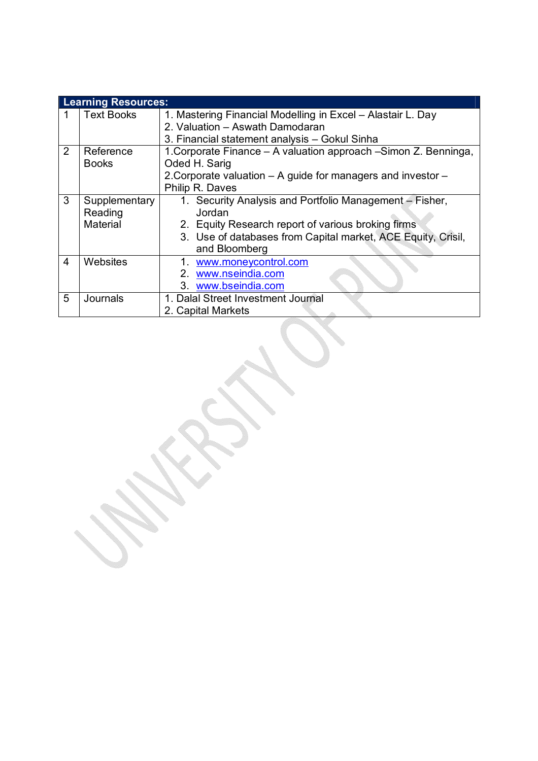| Learning Resources: | | |
|---|---|---|
| 1 | Text Books | 1. Mastering Financial Modelling in Excel – Alastair L. Day<br>2. Valuation – Aswath Damodaran<br>3. Financial statement analysis – Gokul Sinha |
| 2 | Reference Books | 1.Corporate Finance – A valuation approach –Simon Z. Benninga, Oded H. Sarig<br>2.Corporate valuation – A guide for managers and investor – Philip R. Daves |
| 3 | Supplementary Reading Material | 1. Security Analysis and Portfolio Management – Fisher, Jordan<br>2. Equity Research report of various broking firms<br>3. Use of databases from Capital market, ACE Equity, Crisil, and Bloomberg |
| 4 | Websites | 1. www.moneycontrol.com<br>2. www.nseindia.com<br>3. www.bseindia.com |
| 5 | Journals | 1. Dalal Street Investment Journal<br>2. Capital Markets |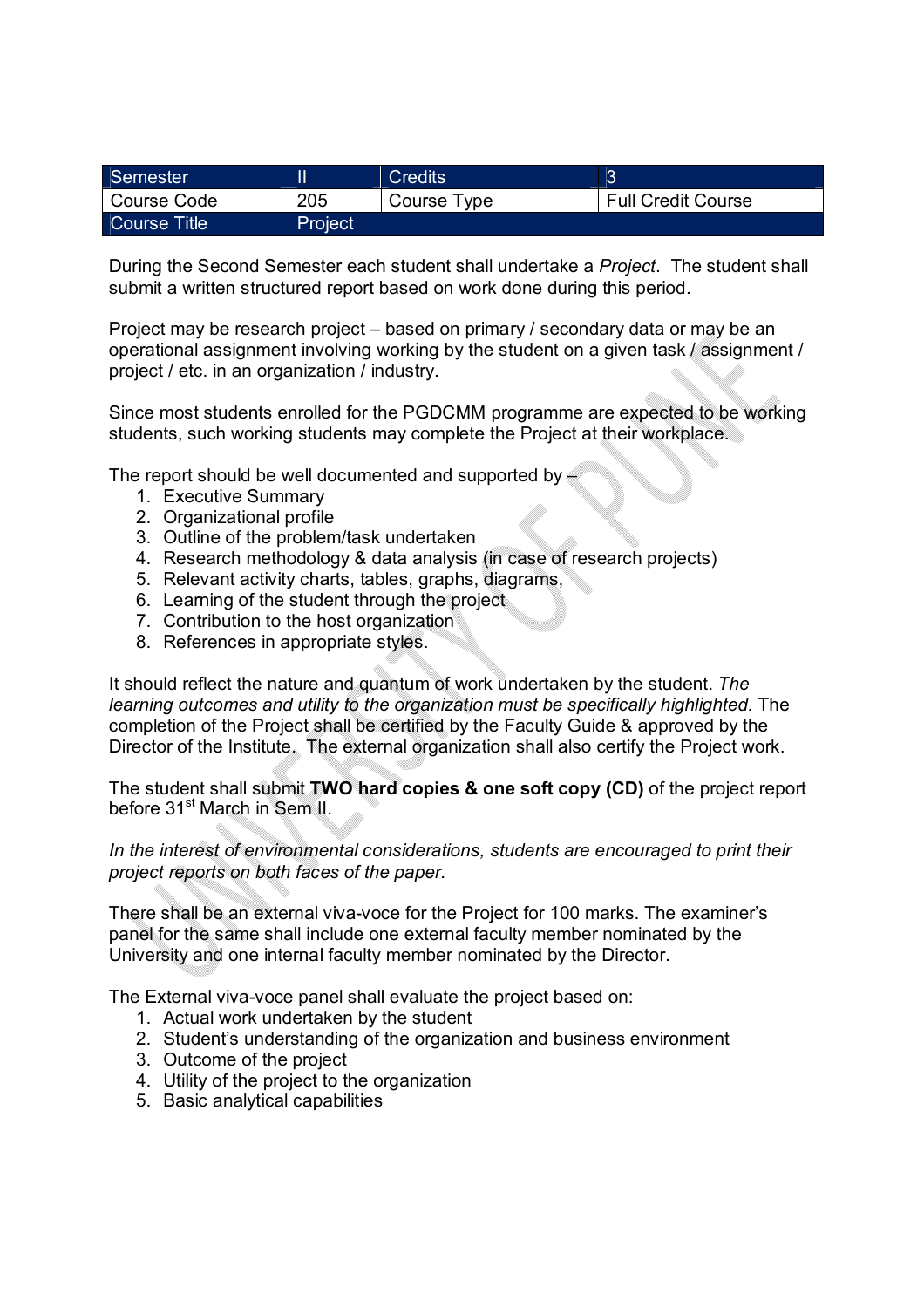| | | | |
|---|---|---|---|
| Semester | II | Credits | 3 |
| Course Code | 205 | Course Type | Full Credit Course |
| Course Title | Project | | |

During the Second Semester each student shall undertake a *Project*. The student shall submit a written structured report based on work done during this period.

Project may be research project – based on primary / secondary data or may be an operational assignment involving working by the student on a given task / assignment / project / etc. in an organization / industry.

Since most students enrolled for the PGDCMM programme are expected to be working students, such working students may complete the Project at their workplace.

The report should be well documented and supported by –

1. Executive Summary
2. Organizational profile
3. Outline of the problem/task undertaken
4. Research methodology & data analysis (in case of research projects)
5. Relevant activity charts, tables, graphs, diagrams,
6. Learning of the student through the project
7. Contribution to the host organization
8. References in appropriate styles.

It should reflect the nature and quantum of work undertaken by the student. *The learning outcomes and utility to the organization must be specifically highlighted*. The completion of the Project shall be certified by the Faculty Guide & approved by the Director of the Institute. The external organization shall also certify the Project work.

The student shall submit **TWO hard copies & one soft copy (CD)** of the project report before 31st March in Sem II.

*In the interest of environmental considerations, students are encouraged to print their project reports on both faces of the paper.*

There shall be an external viva-voce for the Project for 100 marks. The examiner's panel for the same shall include one external faculty member nominated by the University and one internal faculty member nominated by the Director.

The External viva-voce panel shall evaluate the project based on:

1. Actual work undertaken by the student
2. Student's understanding of the organization and business environment
3. Outcome of the project
4. Utility of the project to the organization
5. Basic analytical capabilities